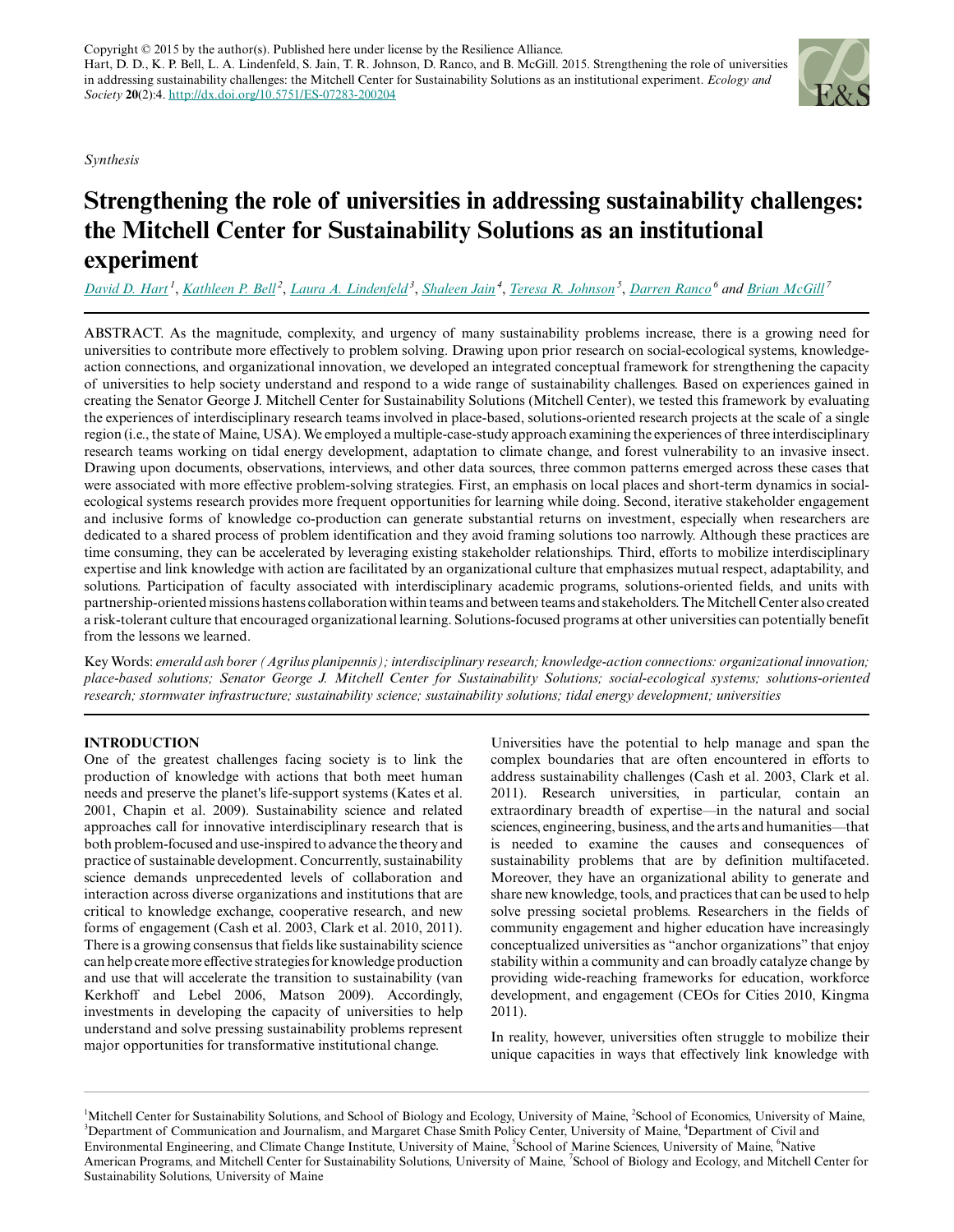Copyright © 2015 by the author(s). Published here under license by the Resilience Alliance.
Hart, D. D., K. P. Bell, L. A. Lindenfeld, S. Jain, T. R. Johnson, D. Ranco, and B. McGill. 2015. Strengthening the role of universities in addressing sustainability challenges: the Mitchell Center for Sustainability Solutions as an institutional experiment. *Ecology and Society* **20**(2):4. http://dx.doi.org/10.5751/ES-07283-200204

*Synthesis*

# Strengthening the role of universities in addressing sustainability challenges: the Mitchell Center for Sustainability Solutions as an institutional experiment

David D. Hart [1], Kathleen P. Bell [2], Laura A. Lindenfeld [3], Shaleen Jain [4], Teresa R. Johnson [5], Darren Ranco [6] and Brian McGill [7]

ABSTRACT. As the magnitude, complexity, and urgency of many sustainability problems increase, there is a growing need for universities to contribute more effectively to problem solving. Drawing upon prior research on social-ecological systems, knowledge-action connections, and organizational innovation, we developed an integrated conceptual framework for strengthening the capacity of universities to help society understand and respond to a wide range of sustainability challenges. Based on experiences gained in creating the Senator George J. Mitchell Center for Sustainability Solutions (Mitchell Center), we tested this framework by evaluating the experiences of interdisciplinary research teams involved in place-based, solutions-oriented research projects at the scale of a single region (i.e., the state of Maine, USA). We employed a multiple-case-study approach examining the experiences of three interdisciplinary research teams working on tidal energy development, adaptation to climate change, and forest vulnerability to an invasive insect. Drawing upon documents, observations, interviews, and other data sources, three common patterns emerged across these cases that were associated with more effective problem-solving strategies. First, an emphasis on local places and short-term dynamics in social-ecological systems research provides more frequent opportunities for learning while doing. Second, iterative stakeholder engagement and inclusive forms of knowledge co-production can generate substantial returns on investment, especially when researchers are dedicated to a shared process of problem identification and they avoid framing solutions too narrowly. Although these practices are time consuming, they can be accelerated by leveraging existing stakeholder relationships. Third, efforts to mobilize interdisciplinary expertise and link knowledge with action are facilitated by an organizational culture that emphasizes mutual respect, adaptability, and solutions. Participation of faculty associated with interdisciplinary academic programs, solutions-oriented fields, and units with partnership-oriented missions hastens collaboration within teams and between teams and stakeholders. The Mitchell Center also created a risk-tolerant culture that encouraged organizational learning. Solutions-focused programs at other universities can potentially benefit from the lessons we learned.

Key Words: *emerald ash borer (Agrilus planipennis); interdisciplinary research; knowledge-action connections: organizational innovation; place-based solutions; Senator George J. Mitchell Center for Sustainability Solutions; social-ecological systems; solutions-oriented research; stormwater infrastructure; sustainability science; sustainability solutions; tidal energy development; universities*

## INTRODUCTION

One of the greatest challenges facing society is to link the production of knowledge with actions that both meet human needs and preserve the planet's life-support systems (Kates et al. 2001, Chapin et al. 2009). Sustainability science and related approaches call for innovative interdisciplinary research that is both problem-focused and use-inspired to advance the theory and practice of sustainable development. Concurrently, sustainability science demands unprecedented levels of collaboration and interaction across diverse organizations and institutions that are critical to knowledge exchange, cooperative research, and new forms of engagement (Cash et al. 2003, Clark et al. 2010, 2011). There is a growing consensus that fields like sustainability science can help create more effective strategies for knowledge production and use that will accelerate the transition to sustainability (van Kerkhoff and Lebel 2006, Matson 2009). Accordingly, investments in developing the capacity of universities to help understand and solve pressing sustainability problems represent major opportunities for transformative institutional change.

Universities have the potential to help manage and span the complex boundaries that are often encountered in efforts to address sustainability challenges (Cash et al. 2003, Clark et al. 2011). Research universities, in particular, contain an extraordinary breadth of expertise—in the natural and social sciences, engineering, business, and the arts and humanities—that is needed to examine the causes and consequences of sustainability problems that are by definition multifaceted. Moreover, they have an organizational ability to generate and share new knowledge, tools, and practices that can be used to help solve pressing societal problems. Researchers in the fields of community engagement and higher education have increasingly conceptualized universities as "anchor organizations" that enjoy stability within a community and can broadly catalyze change by providing wide-reaching frameworks for education, workforce development, and engagement (CEOs for Cities 2010, Kingma 2011).

In reality, however, universities often struggle to mobilize their unique capacities in ways that effectively link knowledge with

[1] Mitchell Center for Sustainability Solutions, and School of Biology and Ecology, University of Maine, [2] School of Economics, University of Maine, [3] Department of Communication and Journalism, and Margaret Chase Smith Policy Center, University of Maine, [4] Department of Civil and Environmental Engineering, and Climate Change Institute, University of Maine, [5] School of Marine Sciences, University of Maine, [6] Native American Programs, and Mitchell Center for Sustainability Solutions, University of Maine, [7] School of Biology and Ecology, and Mitchell Center for Sustainability Solutions, University of Maine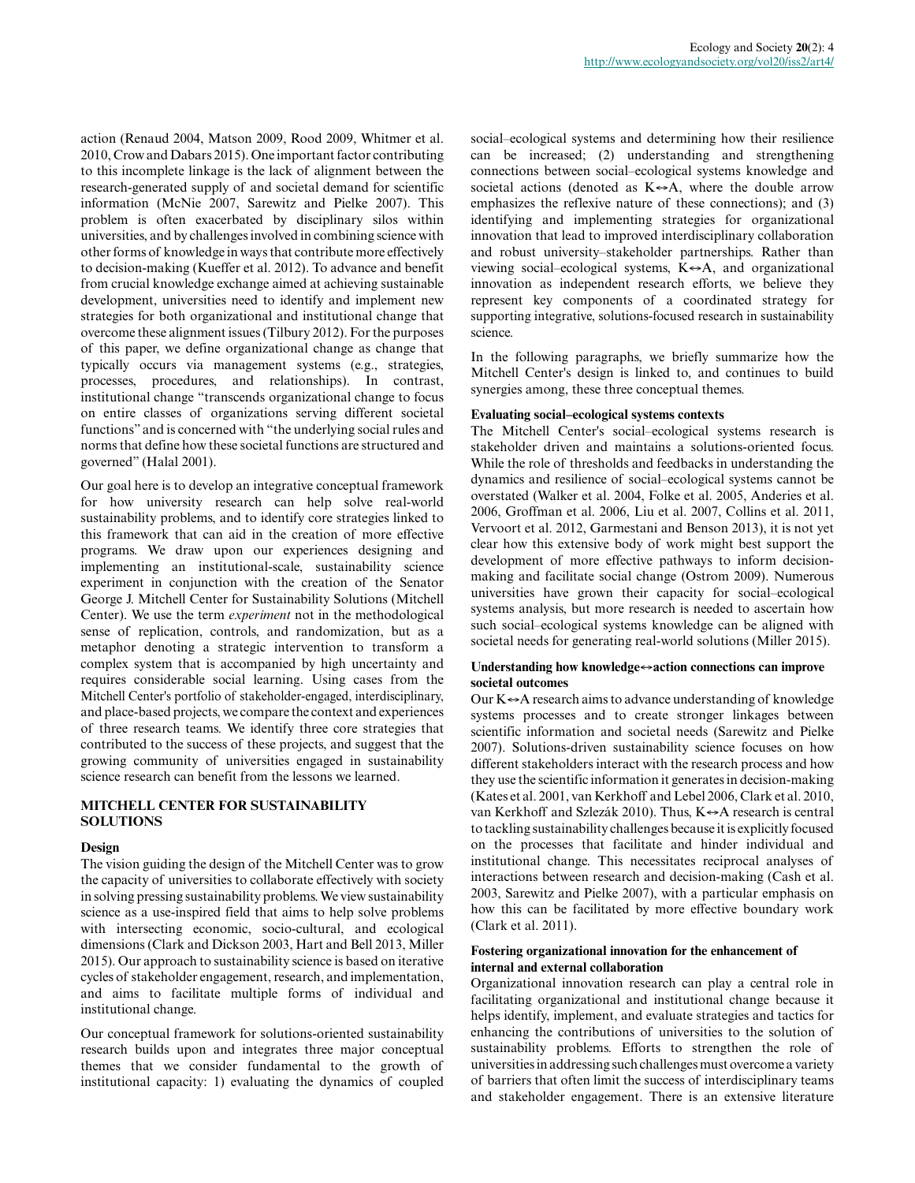action (Renaud 2004, Matson 2009, Rood 2009, Whitmer et al. 2010, Crow and Dabars 2015). One important factor contributing to this incomplete linkage is the lack of alignment between the research-generated supply of and societal demand for scientific information (McNie 2007, Sarewitz and Pielke 2007). This problem is often exacerbated by disciplinary silos within universities, and by challenges involved in combining science with other forms of knowledge in ways that contribute more effectively to decision-making (Kueffer et al. 2012). To advance and benefit from crucial knowledge exchange aimed at achieving sustainable development, universities need to identify and implement new strategies for both organizational and institutional change that overcome these alignment issues (Tilbury 2012). For the purposes of this paper, we define organizational change as change that typically occurs via management systems (e.g., strategies, processes, procedures, and relationships). In contrast, institutional change "transcends organizational change to focus on entire classes of organizations serving different societal functions" and is concerned with "the underlying social rules and norms that define how these societal functions are structured and governed" (Halal 2001).

Our goal here is to develop an integrative conceptual framework for how university research can help solve real-world sustainability problems, and to identify core strategies linked to this framework that can aid in the creation of more effective programs. We draw upon our experiences designing and implementing an institutional-scale, sustainability science experiment in conjunction with the creation of the Senator George J. Mitchell Center for Sustainability Solutions (Mitchell Center). We use the term *experiment* not in the methodological sense of replication, controls, and randomization, but as a metaphor denoting a strategic intervention to transform a complex system that is accompanied by high uncertainty and requires considerable social learning. Using cases from the Mitchell Center's portfolio of stakeholder-engaged, interdisciplinary, and place-based projects, we compare the context and experiences of three research teams. We identify three core strategies that contributed to the success of these projects, and suggest that the growing community of universities engaged in sustainability science research can benefit from the lessons we learned.

## MITCHELL CENTER FOR SUSTAINABILITY SOLUTIONS

### Design

The vision guiding the design of the Mitchell Center was to grow the capacity of universities to collaborate effectively with society in solving pressing sustainability problems. We view sustainability science as a use-inspired field that aims to help solve problems with intersecting economic, socio-cultural, and ecological dimensions (Clark and Dickson 2003, Hart and Bell 2013, Miller 2015). Our approach to sustainability science is based on iterative cycles of stakeholder engagement, research, and implementation, and aims to facilitate multiple forms of individual and institutional change.

Our conceptual framework for solutions-oriented sustainability research builds upon and integrates three major conceptual themes that we consider fundamental to the growth of institutional capacity: 1) evaluating the dynamics of coupled social–ecological systems and determining how their resilience can be increased; (2) understanding and strengthening connections between social–ecological systems knowledge and societal actions (denoted as K↔A, where the double arrow emphasizes the reflexive nature of these connections); and (3) identifying and implementing strategies for organizational innovation that lead to improved interdisciplinary collaboration and robust university–stakeholder partnerships. Rather than viewing social–ecological systems, K↔A, and organizational innovation as independent research efforts, we believe they represent key components of a coordinated strategy for supporting integrative, solutions-focused research in sustainability science.

In the following paragraphs, we briefly summarize how the Mitchell Center's design is linked to, and continues to build synergies among, these three conceptual themes.

### Evaluating social–ecological systems contexts

The Mitchell Center's social–ecological systems research is stakeholder driven and maintains a solutions-oriented focus. While the role of thresholds and feedbacks in understanding the dynamics and resilience of social–ecological systems cannot be overstated (Walker et al. 2004, Folke et al. 2005, Anderies et al. 2006, Groffman et al. 2006, Liu et al. 2007, Collins et al. 2011, Vervoort et al. 2012, Garmestani and Benson 2013), it is not yet clear how this extensive body of work might best support the development of more effective pathways to inform decision-making and facilitate social change (Ostrom 2009). Numerous universities have grown their capacity for social–ecological systems analysis, but more research is needed to ascertain how such social–ecological systems knowledge can be aligned with societal needs for generating real-world solutions (Miller 2015).

### Understanding how knowledge↔action connections can improve societal outcomes

Our K↔A research aims to advance understanding of knowledge systems processes and to create stronger linkages between scientific information and societal needs (Sarewitz and Pielke 2007). Solutions-driven sustainability science focuses on how different stakeholders interact with the research process and how they use the scientific information it generates in decision-making (Kates et al. 2001, van Kerkhoff and Lebel 2006, Clark et al. 2010, van Kerkhoff and Szlezák 2010). Thus, K↔A research is central to tackling sustainability challenges because it is explicitly focused on the processes that facilitate and hinder individual and institutional change. This necessitates reciprocal analyses of interactions between research and decision-making (Cash et al. 2003, Sarewitz and Pielke 2007), with a particular emphasis on how this can be facilitated by more effective boundary work (Clark et al. 2011).

### Fostering organizational innovation for the enhancement of internal and external collaboration

Organizational innovation research can play a central role in facilitating organizational and institutional change because it helps identify, implement, and evaluate strategies and tactics for enhancing the contributions of universities to the solution of sustainability problems. Efforts to strengthen the role of universities in addressing such challenges must overcome a variety of barriers that often limit the success of interdisciplinary teams and stakeholder engagement. There is an extensive literature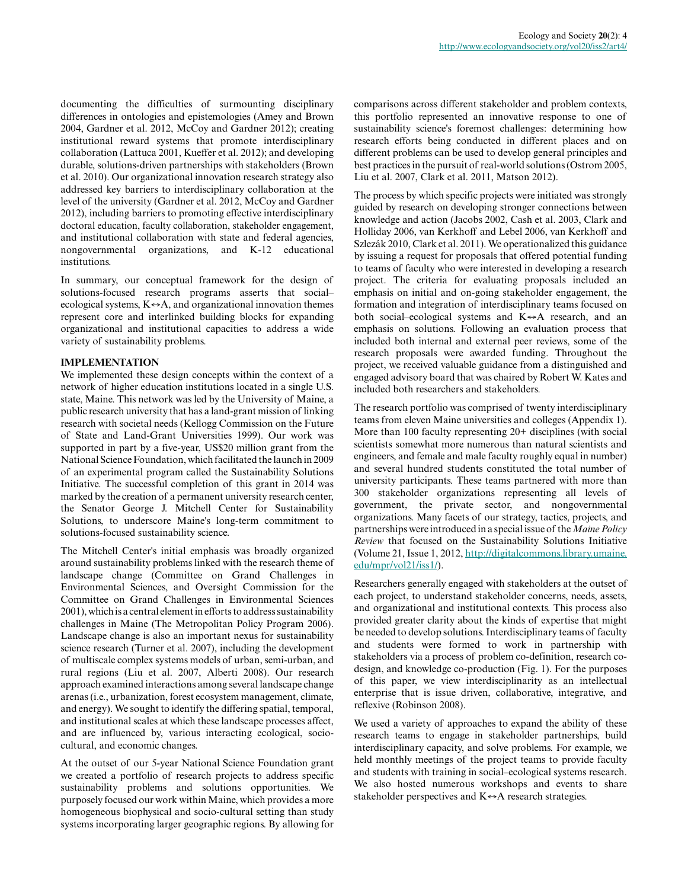documenting the difficulties of surmounting disciplinary differences in ontologies and epistemologies (Amey and Brown 2004, Gardner et al. 2012, McCoy and Gardner 2012); creating institutional reward systems that promote interdisciplinary collaboration (Lattuca 2001, Kueffer et al. 2012); and developing durable, solutions-driven partnerships with stakeholders (Brown et al. 2010). Our organizational innovation research strategy also addressed key barriers to interdisciplinary collaboration at the level of the university (Gardner et al. 2012, McCoy and Gardner 2012), including barriers to promoting effective interdisciplinary doctoral education, faculty collaboration, stakeholder engagement, and institutional collaboration with state and federal agencies, nongovernmental organizations, and K-12 educational institutions.

In summary, our conceptual framework for the design of solutions-focused research programs asserts that social–ecological systems, K↔A, and organizational innovation themes represent core and interlinked building blocks for expanding organizational and institutional capacities to address a wide variety of sustainability problems.

## IMPLEMENTATION

We implemented these design concepts within the context of a network of higher education institutions located in a single U.S. state, Maine. This network was led by the University of Maine, a public research university that has a land-grant mission of linking research with societal needs (Kellogg Commission on the Future of State and Land-Grant Universities 1999). Our work was supported in part by a five-year, US$20 million grant from the National Science Foundation, which facilitated the launch in 2009 of an experimental program called the Sustainability Solutions Initiative. The successful completion of this grant in 2014 was marked by the creation of a permanent university research center, the Senator George J. Mitchell Center for Sustainability Solutions, to underscore Maine's long-term commitment to solutions-focused sustainability science.

The Mitchell Center's initial emphasis was broadly organized around sustainability problems linked with the research theme of landscape change (Committee on Grand Challenges in Environmental Sciences, and Oversight Commission for the Committee on Grand Challenges in Environmental Sciences 2001), which is a central element in efforts to address sustainability challenges in Maine (The Metropolitan Policy Program 2006). Landscape change is also an important nexus for sustainability science research (Turner et al. 2007), including the development of multiscale complex systems models of urban, semi-urban, and rural regions (Liu et al. 2007, Alberti 2008). Our research approach examined interactions among several landscape change arenas (i.e., urbanization, forest ecosystem management, climate, and energy). We sought to identify the differing spatial, temporal, and institutional scales at which these landscape processes affect, and are influenced by, various interacting ecological, socio-cultural, and economic changes.

At the outset of our 5-year National Science Foundation grant we created a portfolio of research projects to address specific sustainability problems and solutions opportunities. We purposely focused our work within Maine, which provides a more homogeneous biophysical and socio-cultural setting than study systems incorporating larger geographic regions. By allowing for comparisons across different stakeholder and problem contexts, this portfolio represented an innovative response to one of sustainability science's foremost challenges: determining how research efforts being conducted in different places and on different problems can be used to develop general principles and best practices in the pursuit of real-world solutions (Ostrom 2005, Liu et al. 2007, Clark et al. 2011, Matson 2012).

The process by which specific projects were initiated was strongly guided by research on developing stronger connections between knowledge and action (Jacobs 2002, Cash et al. 2003, Clark and Holliday 2006, van Kerkhoff and Lebel 2006, van Kerkhoff and Szezák 2010, Clark et al. 2011). We operationalized this guidance by issuing a request for proposals that offered potential funding to teams of faculty who were interested in developing a research project. The criteria for evaluating proposals included an emphasis on initial and on-going stakeholder engagement, the formation and integration of interdisciplinary teams focused on both social–ecological systems and K↔A research, and an emphasis on solutions. Following an evaluation process that included both internal and external peer reviews, some of the research proposals were awarded funding. Throughout the project, we received valuable guidance from a distinguished and engaged advisory board that was chaired by Robert W. Kates and included both researchers and stakeholders.

The research portfolio was comprised of twenty interdisciplinary teams from eleven Maine universities and colleges (Appendix 1). More than 100 faculty representing 20+ disciplines (with social scientists somewhat more numerous than natural scientists and engineers, and female and male faculty roughly equal in number) and several hundred students constituted the total number of university participants. These teams partnered with more than 300 stakeholder organizations representing all levels of government, the private sector, and nongovernmental organizations. Many facets of our strategy, tactics, projects, and partnerships were introduced in a special issue of the *Maine Policy Review* that focused on the Sustainability Solutions Initiative (Volume 21, Issue 1, 2012, http://digitalcommons.library.umaine.edu/mpr/vol21/iss1/).

Researchers generally engaged with stakeholders at the outset of each project, to understand stakeholder concerns, needs, assets, and organizational and institutional contexts. This process also provided greater clarity about the kinds of expertise that might be needed to develop solutions. Interdisciplinary teams of faculty and students were formed to work in partnership with stakeholders via a process of problem co-definition, research co-design, and knowledge co-production (Fig. 1). For the purposes of this paper, we view interdisciplinarity as an intellectual enterprise that is issue driven, collaborative, integrative, and reflexive (Robinson 2008).

We used a variety of approaches to expand the ability of these research teams to engage in stakeholder partnerships, build interdisciplinary capacity, and solve problems. For example, we held monthly meetings of the project teams to provide faculty and students with training in social–ecological systems research. We also hosted numerous workshops and events to share stakeholder perspectives and K↔A research strategies.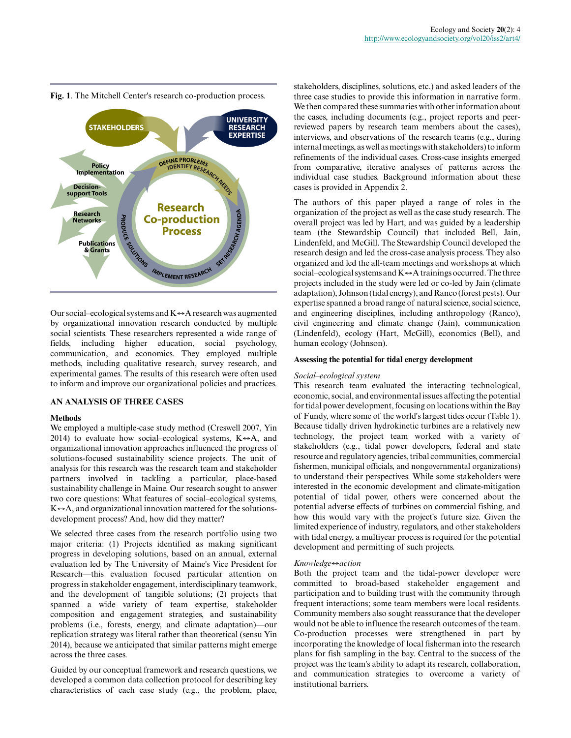**Fig. 1**. The Mitchell Center's research co-production process.

Our social–ecological systems and K↔A research was augmented by organizational innovation research conducted by multiple social scientists. These researchers represented a wide range of fields, including higher education, social psychology, communication, and economics. They employed multiple methods, including qualitative research, survey research, and experimental games. The results of this research were often used to inform and improve our organizational policies and practices.

## AN ANALYSIS OF THREE CASES

### Methods

We employed a multiple-case study method (Creswell 2007, Yin 2014) to evaluate how social–ecological systems, K↔A, and organizational innovation approaches influenced the progress of solutions-focused sustainability science projects. The unit of analysis for this research was the research team and stakeholder partners involved in tackling a particular, place-based sustainability challenge in Maine. Our research sought to answer two core questions: What features of social–ecological systems, K↔A, and organizational innovation mattered for the solutions-development process? And, how did they matter?

We selected three cases from the research portfolio using two major criteria: (1) Projects identified as making significant progress in developing solutions, based on an annual, external evaluation led by The University of Maine's Vice President for Research—this evaluation focused particular attention on progress in stakeholder engagement, interdisciplinary teamwork, and the development of tangible solutions; (2) projects that spanned a wide variety of team expertise, stakeholder composition and engagement strategies, and sustainability problems (i.e., forests, energy, and climate adaptation)—our replication strategy was literal rather than theoretical (sensu Yin 2014), because we anticipated that similar patterns might emerge across the three cases.

Guided by our conceptual framework and research questions, we developed a common data collection protocol for describing key characteristics of each case study (e.g., the problem, place, stakeholders, disciplines, solutions, etc.) and asked leaders of the three case studies to provide this information in narrative form. We then compared these summaries with other information about the cases, including documents (e.g., project reports and peer-reviewed papers by research team members about the cases), interviews, and observations of the research teams (e.g., during internal meetings, as well as meetings with stakeholders) to inform refinements of the individual cases. Cross-case insights emerged from comparative, iterative analyses of patterns across the individual case studies. Background information about these cases is provided in Appendix 2.

The authors of this paper played a range of roles in the organization of the project as well as the case study research. The overall project was led by Hart, and was guided by a leadership team (the Stewardship Council) that included Bell, Jain, Lindenfeld, and McGill. The Stewardship Council developed the research design and led the cross-case analysis process. They also organized and led the all-team meetings and workshops at which social–ecological systems and K↔A trainings occurred. The three projects included in the study were led or co-led by Jain (climate adaptation), Johnson (tidal energy), and Ranco (forest pests). Our expertise spanned a broad range of natural science, social science, and engineering disciplines, including anthropology (Ranco), civil engineering and climate change (Jain), communication (Lindenfeld), ecology (Hart, McGill), economics (Bell), and human ecology (Johnson).

### Assessing the potential for tidal energy development

*Social–ecological system*

This research team evaluated the interacting technological, economic, social, and environmental issues affecting the potential for tidal power development, focusing on locations within the Bay of Fundy, where some of the world's largest tides occur (Table 1). Because tidally driven hydrokinetic turbines are a relatively new technology, the project team worked with a variety of stakeholders (e.g., tidal power developers, federal and state resource and regulatory agencies, tribal communities, commercial fishermen, municipal officials, and nongovernmental organizations) to understand their perspectives. While some stakeholders were interested in the economic development and climate-mitigation potential of tidal power, others were concerned about the potential adverse effects of turbines on commercial fishing, and how this would vary with the project's future size. Given the limited experience of industry, regulators, and other stakeholders with tidal energy, a multiyear process is required for the potential development and permitting of such projects.

*Knowledge↔action*

Both the project team and the tidal-power developer were committed to broad-based stakeholder engagement and participation and to building trust with the community through frequent interactions; some team members were local residents. Community members also sought reassurance that the developer would not be able to influence the research outcomes of the team. Co-production processes were strengthened in part by incorporating the knowledge of local fisherman into the research plans for fish sampling in the bay. Central to the success of the project was the team's ability to adapt its research, collaboration, and communication strategies to overcome a variety of institutional barriers.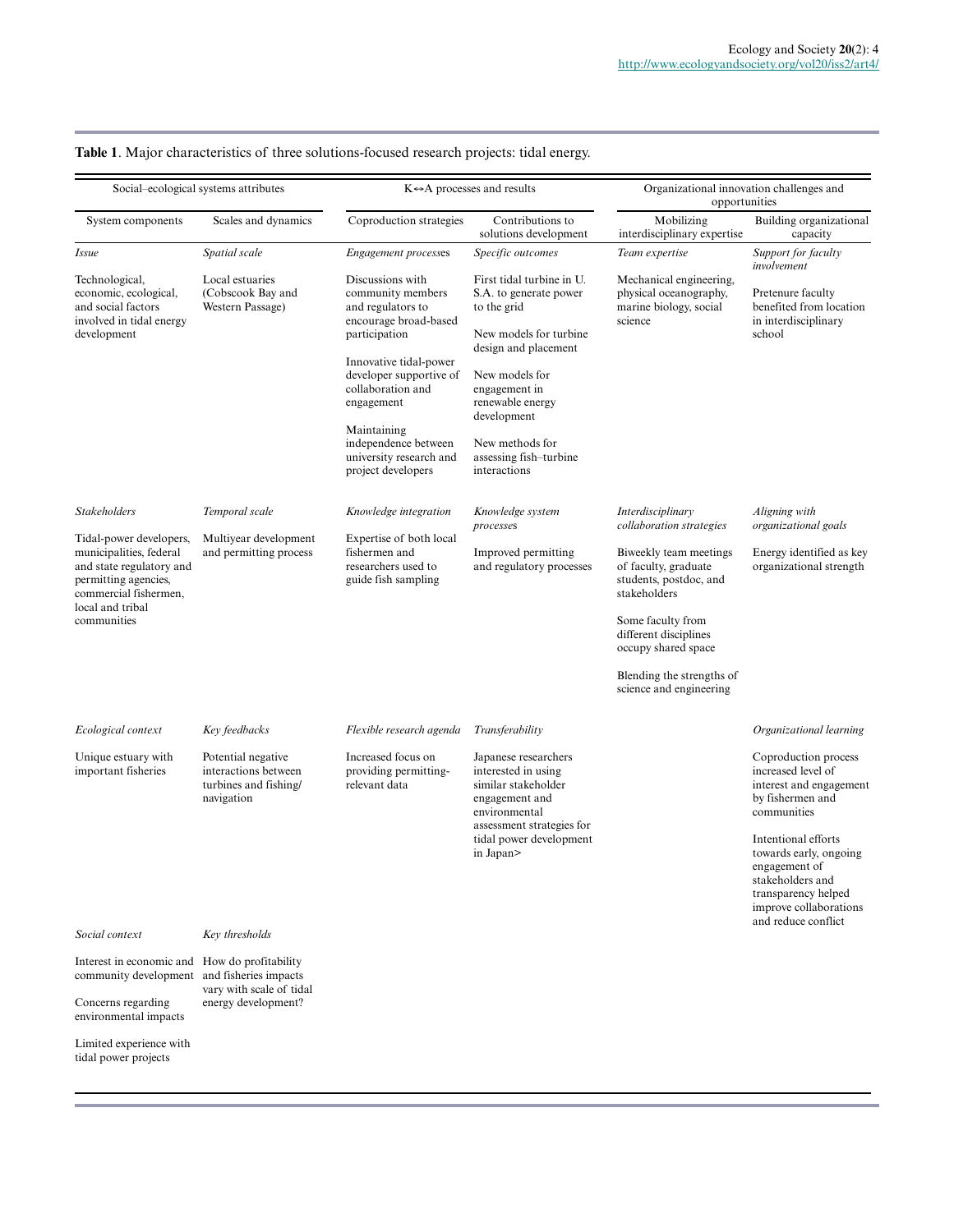**Table 1**. Major characteristics of three solutions-focused research projects: tidal energy.

| Social–ecological systems attributes | | K⇔A processes and results | | Organizational innovation challenges and opportunities | |
|---|---|---|---|---|---|
| System components | Scales and dynamics | Coproduction strategies | Contributions to solutions development | Mobilizing interdisciplinary expertise | Building organizational capacity |
| *Issue* | *Spatial scale* | *Engagement processes* | *Specific outcomes* | *Team expertise* | *Support for faculty involvement* |
| Technological, economic, ecological, and social factors involved in tidal energy development | Local estuaries (Cobscook Bay and Western Passage) | Discussions with community members and regulators to encourage broad-based participation<br><br>Innovative tidal-power developer supportive of collaboration and engagement<br><br>Maintaining independence between university research and project developers | First tidal turbine in U.S.A. to generate power to the grid<br><br>New models for turbine design and placement<br><br>New models for engagement in renewable energy development<br><br>New methods for assessing fish–turbine interactions | Mechanical engineering, physical oceanography, marine biology, social science | Pretenure faculty benefited from location in interdisciplinary school |
| *Stakeholders* | *Temporal scale* | *Knowledge integration* | *Knowledge system processes* | *Interdisciplinary collaboration strategies* | *Aligning with organizational goals* |
| Tidal-power developers, municipalities, federal and state regulatory and permitting agencies, commercial fishermen, local and tribal communities | Multiyear development and permitting process | Expertise of both local fishermen and researchers used to guide fish sampling | Improved permitting and regulatory processes | Biweekly team meetings of faculty, graduate students, postdoc, and stakeholders<br><br>Some faculty from different disciplines occupy shared space<br><br>Blending the strengths of science and engineering | Energy identified as key organizational strength |
| *Ecological context* | *Key feedbacks* | *Flexible research agenda* | *Transferability* | | *Organizational learning* |
| Unique estuary with important fisheries | Potential negative interactions between turbines and fishing/ navigation | Increased focus on providing permitting-relevant data | Japanese researchers interested in using similar stakeholder engagement and environmental assessment strategies for tidal power development in Japan> | | Coproduction process increased level of interest and engagement by fishermen and communities<br><br>Intentional efforts towards early, ongoing engagement of stakeholders and transparency helped improve collaborations and reduce conflict |
| *Social context* | *Key thresholds* | | | | |
| Interest in economic and community development<br><br>Concerns regarding environmental impacts<br><br>Limited experience with tidal power projects | How do profitability and fisheries impacts vary with scale of tidal energy development? | | | | |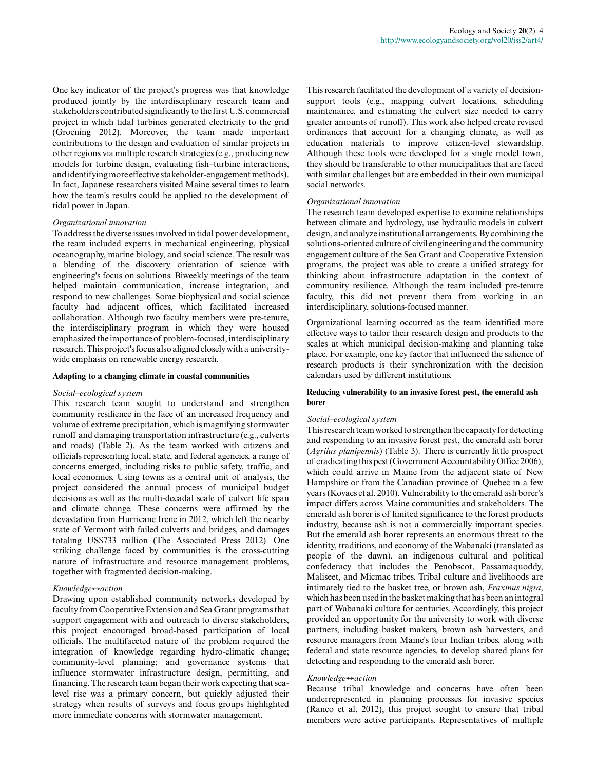One key indicator of the project's progress was that knowledge produced jointly by the interdisciplinary research team and stakeholders contributed significantly to the first U.S. commercial project in which tidal turbines generated electricity to the grid (Groening 2012). Moreover, the team made important contributions to the design and evaluation of similar projects in other regions via multiple research strategies (e.g., producing new models for turbine design, evaluating fish–turbine interactions, and identifying more effective stakeholder-engagement methods). In fact, Japanese researchers visited Maine several times to learn how the team's results could be applied to the development of tidal power in Japan.

*Organizational innovation*

To address the diverse issues involved in tidal power development, the team included experts in mechanical engineering, physical oceanography, marine biology, and social science. The result was a blending of the discovery orientation of science with engineering's focus on solutions. Biweekly meetings of the team helped maintain communication, increase integration, and respond to new challenges. Some biophysical and social science faculty had adjacent offices, which facilitated increased collaboration. Although two faculty members were pre-tenure, the interdisciplinary program in which they were housed emphasized the importance of problem-focused, interdisciplinary research. This project's focus also aligned closely with a university-wide emphasis on renewable energy research.

**Adapting to a changing climate in coastal communities**

*Social–ecological system*

This research team sought to understand and strengthen community resilience in the face of an increased frequency and volume of extreme precipitation, which is magnifying stormwater runoff and damaging transportation infrastructure (e.g., culverts and roads) (Table 2). As the team worked with citizens and officials representing local, state, and federal agencies, a range of concerns emerged, including risks to public safety, traffic, and local economies. Using towns as a central unit of analysis, the project considered the annual process of municipal budget decisions as well as the multi-decadal scale of culvert life span and climate change. These concerns were affirmed by the devastation from Hurricane Irene in 2012, which left the nearby state of Vermont with failed culverts and bridges, and damages totaling US$733 million (The Associated Press 2012). One striking challenge faced by communities is the cross-cutting nature of infrastructure and resource management problems, together with fragmented decision-making.

*Knowledge↔action*

Drawing upon established community networks developed by faculty from Cooperative Extension and Sea Grant programs that support engagement with and outreach to diverse stakeholders, this project encouraged broad-based participation of local officials. The multifaceted nature of the problem required the integration of knowledge regarding hydro-climatic change; community-level planning; and governance systems that influence stormwater infrastructure design, permitting, and financing. The research team began their work expecting that sea-level rise was a primary concern, but quickly adjusted their strategy when results of surveys and focus groups highlighted more immediate concerns with stormwater management.

This research facilitated the development of a variety of decision-support tools (e.g., mapping culvert locations, scheduling maintenance, and estimating the culvert size needed to carry greater amounts of runoff). This work also helped create revised ordinances that account for a changing climate, as well as education materials to improve citizen-level stewardship. Although these tools were developed for a single model town, they should be transferable to other municipalities that are faced with similar challenges but are embedded in their own municipal social networks.

*Organizational innovation*

The research team developed expertise to examine relationships between climate and hydrology, use hydraulic models in culvert design, and analyze institutional arrangements. By combining the solutions-oriented culture of civil engineering and the community engagement culture of the Sea Grant and Cooperative Extension programs, the project was able to create a unified strategy for thinking about infrastructure adaptation in the context of community resilience. Although the team included pre-tenure faculty, this did not prevent them from working in an interdisciplinary, solutions-focused manner.

Organizational learning occurred as the team identified more effective ways to tailor their research design and products to the scales at which municipal decision-making and planning take place. For example, one key factor that influenced the salience of research products is their synchronization with the decision calendars used by different institutions.

**Reducing vulnerability to an invasive forest pest, the emerald ash borer**

*Social–ecological system*

This research team worked to strengthen the capacity for detecting and responding to an invasive forest pest, the emerald ash borer (*Agrilus planipennis*) (Table 3). There is currently little prospect of eradicating this pest (Government Accountability Office 2006), which could arrive in Maine from the adjacent state of New Hampshire or from the Canadian province of Quebec in a few years (Kovacs et al. 2010). Vulnerability to the emerald ash borer's impact differs across Maine communities and stakeholders. The emerald ash borer is of limited significance to the forest products industry, because ash is not a commercially important species. But the emerald ash borer represents an enormous threat to the identity, traditions, and economy of the Wabanaki (translated as people of the dawn), an indigenous cultural and political confederacy that includes the Penobscot, Passamaquoddy, Maliseet, and Micmac tribes. Tribal culture and livelihoods are intimately tied to the basket tree, or brown ash, *Fraxinus nigra*, which has been used in the basket making that has been an integral part of Wabanaki culture for centuries. Accordingly, this project provided an opportunity for the university to work with diverse partners, including basket makers, brown ash harvesters, and resource managers from Maine's four Indian tribes, along with federal and state resource agencies, to develop shared plans for detecting and responding to the emerald ash borer.

*Knowledge↔action*

Because tribal knowledge and concerns have often been underrepresented in planning processes for invasive species (Ranco et al. 2012), this project sought to ensure that tribal members were active participants. Representatives of multiple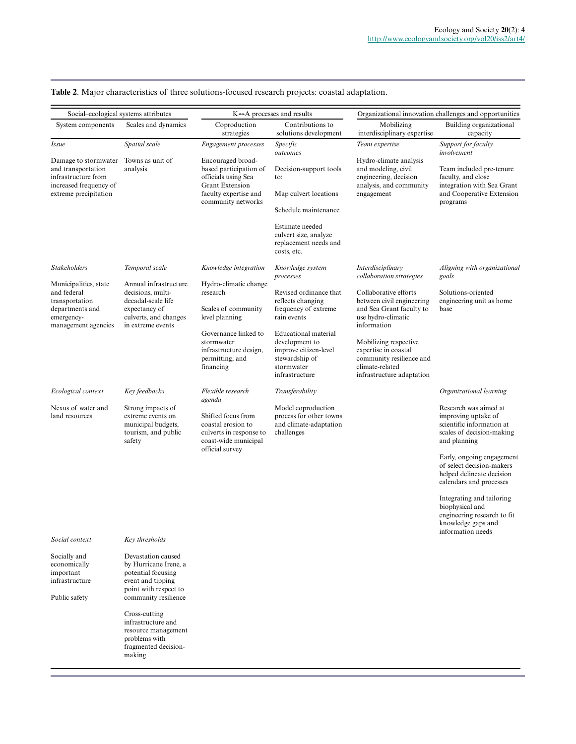**Table 2**. Major characteristics of three solutions-focused research projects: coastal adaptation.

| Social–ecological systems attributes | | K↔A processes and results | | Organizational innovation challenges and opportunities | |
|---|---|---|---|---|---|
| System components | Scales and dynamics | Coproduction strategies | Contributions to solutions development | Mobilizing interdisciplinary expertise | Building organizational capacity |
| *Issue* | *Spatial scale* | *Engagement processes* | *Specific outcomes* | *Team expertise* | *Support for faculty involvement* |
| Damage to stormwater and transportation infrastructure from increased frequency of extreme precipitation | Towns as unit of analysis | Encouraged broad-based participation of officials using Sea Grant Extension faculty expertise and community networks | Decision-support tools to:<br><br>Map culvert locations<br><br>Schedule maintenance<br><br>Estimate needed culvert size, analyze replacement needs and costs, etc. | Hydro-climate analysis and modeling, civil engineering, decision analysis, and community engagement | Team included pre-tenure faculty, and close integration with Sea Grant and Cooperative Extension programs |
| *Stakeholders* | *Temporal scale* | *Knowledge integration* | *Knowledge system processes* | *Interdisciplinary collaboration strategies* | *Aligning with organizational goals* |
| Municipalities, state and federal transportation departments and emergency-management agencies | Annual infrastructure decisions, multi-decadal-scale life expectancy of culverts, and changes in extreme events | Hydro-climatic change research<br><br>Scales of community level planning<br><br>Governance linked to stormwater infrastructure design, permitting, and financing | Revised ordinance that reflects changing frequency of extreme rain events<br><br>Educational material development to improve citizen-level stewardship of stormwater infrastructure | Collaborative efforts between civil engineering and Sea Grant faculty to use hydro-climatic information<br><br>Mobilizing respective expertise in coastal community resilience and climate-related infrastructure adaptation | Solutions-oriented engineering unit as home base |
| *Ecological context* | *Key feedbacks* | *Flexible research agenda* | *Transferability* | | *Organizational learning* |
| Nexus of water and land resources | Strong impacts of extreme events on municipal budgets, tourism, and public safety | Shifted focus from coastal erosion to culverts in response to coast-wide municipal official survey | Model coproduction process for other towns and climate-adaptation challenges | | Research was aimed at improving uptake of scientific information at scales of decision-making and planning<br><br>Early, ongoing engagement of select decision-makers helped delineate decision calendars and processes<br><br>Integrating and tailoring biophysical and engineering research to fit knowledge gaps and information needs |
| *Social context* | *Key thresholds* | | | | |
| Socially and economically important infrastructure<br><br>Public safety | Devastation caused by Hurricane Irene, a potential focusing event and tipping point with respect to community resilience<br><br>Cross-cutting infrastructure and resource management problems with fragmented decision-making | | | | |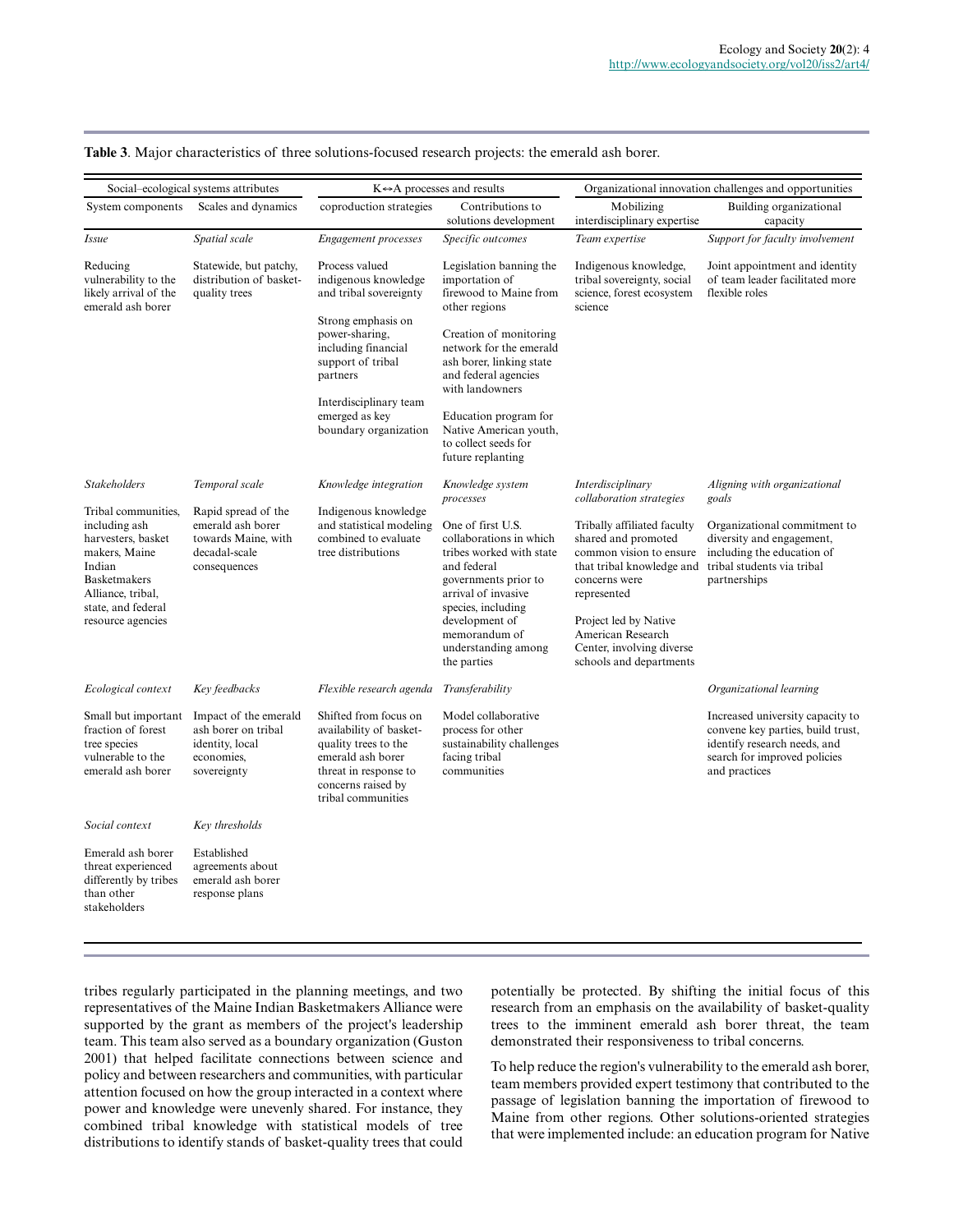**Table 3**. Major characteristics of three solutions-focused research projects: the emerald ash borer.

| Social–ecological systems attributes | | K↔A processes and results | | Organizational innovation challenges and opportunities | |
|---|---|---|---|---|---|
| System components | Scales and dynamics | coproduction strategies | Contributions to solutions development | Mobilizing interdisciplinary expertise | Building organizational capacity |
| *Issue* | *Spatial scale* | *Engagement processes* | *Specific outcomes* | *Team expertise* | *Support for faculty involvement* |
| Reducing vulnerability to the likely arrival of the emerald ash borer | Statewide, but patchy, distribution of basket-quality trees | Process valued indigenous knowledge and tribal sovereignty<br><br>Strong emphasis on power-sharing, including financial support of tribal partners<br><br>Interdisciplinary team emerged as key boundary organization | Legislation banning the importation of firewood to Maine from other regions<br><br>Creation of monitoring network for the emerald ash borer, linking state and federal agencies with landowners<br><br>Education program for Native American youth, to collect seeds for future replanting | Indigenous knowledge, tribal sovereignty, social science, forest ecosystem science | Joint appointment and identity of team leader facilitated more flexible roles |
| *Stakeholders* | *Temporal scale* | *Knowledge integration* | *Knowledge system processes* | *Interdisciplinary collaboration strategies* | *Aligning with organizational goals* |
| Tribal communities, including ash harvesters, basket makers, Maine Indian Basketmakers Alliance, tribal, state, and federal resource agencies | Rapid spread of the emerald ash borer towards Maine, with decadal-scale consequences | Indigenous knowledge and statistical modeling combined to evaluate tree distributions | One of first U.S. collaborations in which tribes worked with state and federal governments prior to arrival of invasive species, including development of memorandum of understanding among the parties | Tribally affiliated faculty shared and promoted common vision to ensure that tribal knowledge and concerns were represented<br><br>Project led by Native American Research Center, involving diverse schools and departments | Organizational commitment to diversity and engagement, including the education of tribal students via tribal partnerships |
| *Ecological context* | *Key feedbacks* | *Flexible research agenda* | *Transferability* | | *Organizational learning* |
| Small but important fraction of forest tree species vulnerable to the emerald ash borer | Impact of the emerald ash borer on tribal identity, local economies, sovereignty | Shifted from focus on availability of basket-quality trees to the emerald ash borer threat in response to concerns raised by tribal communities | Model collaborative process for other sustainability challenges facing tribal communities | | Increased university capacity to convene key parties, build trust, identify research needs, and search for improved policies and practices |
| *Social context* | *Key thresholds* | | | | |
| Emerald ash borer threat experienced differently by tribes than other stakeholders | Established agreements about emerald ash borer response plans | | | | |

tribes regularly participated in the planning meetings, and two representatives of the Maine Indian Basketmakers Alliance were supported by the grant as members of the project's leadership team. This team also served as a boundary organization (Guston 2001) that helped facilitate connections between science and policy and between researchers and communities, with particular attention focused on how the group interacted in a context where power and knowledge were unevenly shared. For instance, they combined tribal knowledge with statistical models of tree distributions to identify stands of basket-quality trees that could potentially be protected. By shifting the initial focus of this research from an emphasis on the availability of basket-quality trees to the imminent emerald ash borer threat, the team demonstrated their responsiveness to tribal concerns.

To help reduce the region's vulnerability to the emerald ash borer, team members provided expert testimony that contributed to the passage of legislation banning the importation of firewood to Maine from other regions. Other solutions-oriented strategies that were implemented include: an education program for Native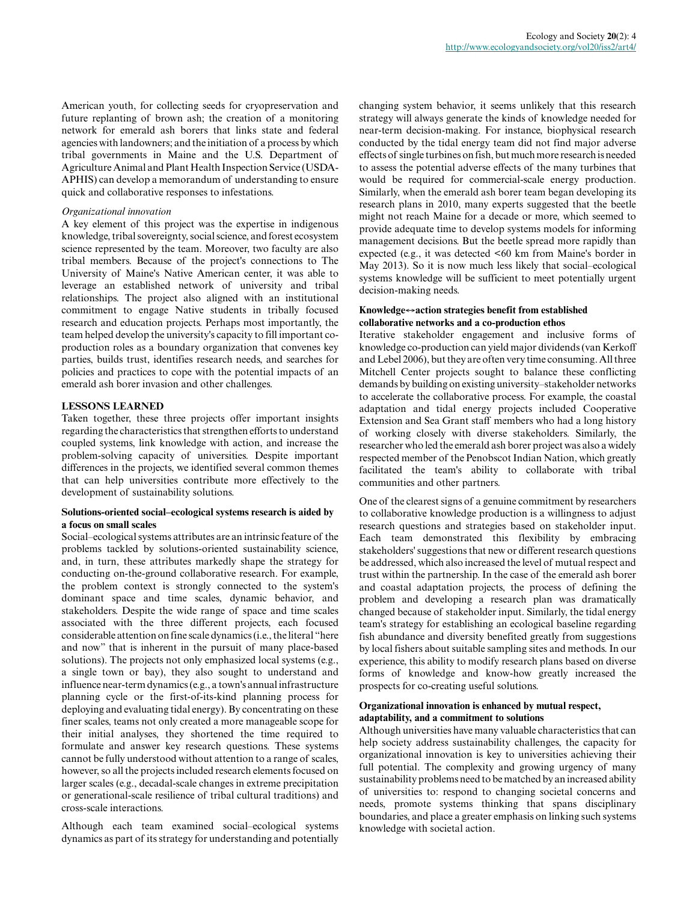American youth, for collecting seeds for cryopreservation and future replanting of brown ash; the creation of a monitoring network for emerald ash borers that links state and federal agencies with landowners; and the initiation of a process by which tribal governments in Maine and the U.S. Department of Agriculture Animal and Plant Health Inspection Service (USDA-APHIS) can develop a memorandum of understanding to ensure quick and collaborative responses to infestations.

*Organizational innovation*

A key element of this project was the expertise in indigenous knowledge, tribal sovereignty, social science, and forest ecosystem science represented by the team. Moreover, two faculty are also tribal members. Because of the project's connections to The University of Maine's Native American center, it was able to leverage an established network of university and tribal relationships. The project also aligned with an institutional commitment to engage Native students in tribally focused research and education projects. Perhaps most importantly, the team helped develop the university's capacity to fill important co-production roles as a boundary organization that convenes key parties, builds trust, identifies research needs, and searches for policies and practices to cope with the potential impacts of an emerald ash borer invasion and other challenges.

## LESSONS LEARNED

Taken together, these three projects offer important insights regarding the characteristics that strengthen efforts to understand coupled systems, link knowledge with action, and increase the problem-solving capacity of universities. Despite important differences in the projects, we identified several common themes that can help universities contribute more effectively to the development of sustainability solutions.

### Solutions-oriented social–ecological systems research is aided by a focus on small scales

Social–ecological systems attributes are an intrinsic feature of the problems tackled by solutions-oriented sustainability science, and, in turn, these attributes markedly shape the strategy for conducting on-the-ground collaborative research. For example, the problem context is strongly connected to the system's dominant space and time scales, dynamic behavior, and stakeholders. Despite the wide range of space and time scales associated with the three different projects, each focused considerable attention on fine scale dynamics (i.e., the literal "here and now" that is inherent in the pursuit of many place-based solutions). The projects not only emphasized local systems (e.g., a single town or bay), they also sought to understand and influence near-term dynamics (e.g., a town's annual infrastructure planning cycle or the first-of-its-kind planning process for deploying and evaluating tidal energy). By concentrating on these finer scales, teams not only created a more manageable scope for their initial analyses, they shortened the time required to formulate and answer key research questions. These systems cannot be fully understood without attention to a range of scales, however, so all the projects included research elements focused on larger scales (e.g., decadal-scale changes in extreme precipitation or generational-scale resilience of tribal cultural traditions) and cross-scale interactions.

Although each team examined social–ecological systems dynamics as part of its strategy for understanding and potentially changing system behavior, it seems unlikely that this research strategy will always generate the kinds of knowledge needed for near-term decision-making. For instance, biophysical research conducted by the tidal energy team did not find major adverse effects of single turbines on fish, but much more research is needed to assess the potential adverse effects of the many turbines that would be required for commercial-scale energy production. Similarly, when the emerald ash borer team began developing its research plans in 2010, many experts suggested that the beetle might not reach Maine for a decade or more, which seemed to provide adequate time to develop systems models for informing management decisions. But the beetle spread more rapidly than expected (e.g., it was detected <60 km from Maine's border in May 2013). So it is now much less likely that social–ecological systems knowledge will be sufficient to meet potentially urgent decision-making needs.

### Knowledge↔action strategies benefit from established collaborative networks and a co-production ethos

Iterative stakeholder engagement and inclusive forms of knowledge co-production can yield major dividends (van Kerkoff and Lebel 2006), but they are often very time consuming. All three Mitchell Center projects sought to balance these conflicting demands by building on existing university–stakeholder networks to accelerate the collaborative process. For example, the coastal adaptation and tidal energy projects included Cooperative Extension and Sea Grant staff members who had a long history of working closely with diverse stakeholders. Similarly, the researcher who led the emerald ash borer project was also a widely respected member of the Penobscot Indian Nation, which greatly facilitated the team's ability to collaborate with tribal communities and other partners.

One of the clearest signs of a genuine commitment by researchers to collaborative knowledge production is a willingness to adjust research questions and strategies based on stakeholder input. Each team demonstrated this flexibility by embracing stakeholders' suggestions that new or different research questions be addressed, which also increased the level of mutual respect and trust within the partnership. In the case of the emerald ash borer and coastal adaptation projects, the process of defining the problem and developing a research plan was dramatically changed because of stakeholder input. Similarly, the tidal energy team's strategy for establishing an ecological baseline regarding fish abundance and diversity benefited greatly from suggestions by local fishers about suitable sampling sites and methods. In our experience, this ability to modify research plans based on diverse forms of knowledge and know-how greatly increased the prospects for co-creating useful solutions.

### Organizational innovation is enhanced by mutual respect, adaptability, and a commitment to solutions

Although universities have many valuable characteristics that can help society address sustainability challenges, the capacity for organizational innovation is key to universities achieving their full potential. The complexity and growing urgency of many sustainability problems need to be matched by an increased ability of universities to: respond to changing societal concerns and needs, promote systems thinking that spans disciplinary boundaries, and place a greater emphasis on linking such systems knowledge with societal action.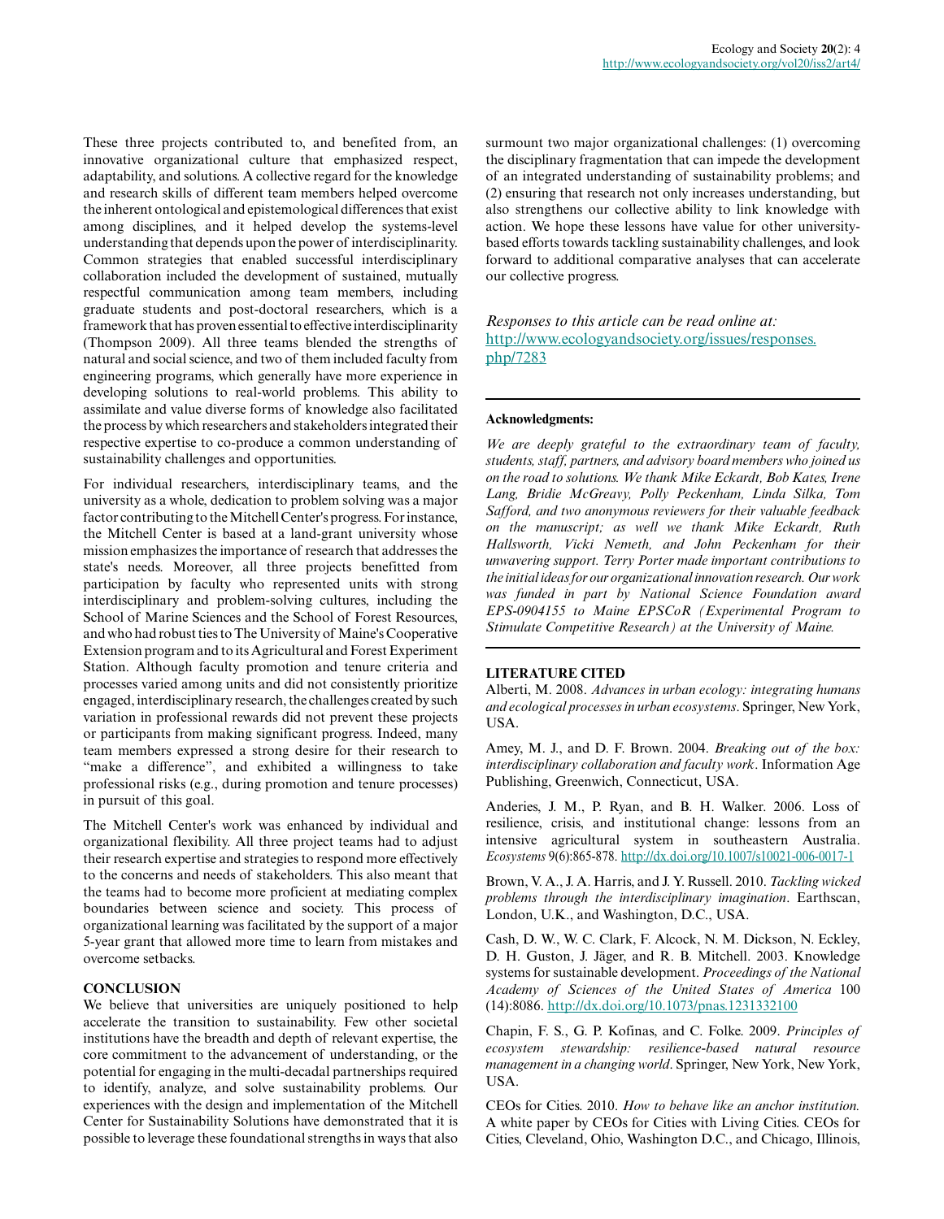These three projects contributed to, and benefited from, an innovative organizational culture that emphasized respect, adaptability, and solutions. A collective regard for the knowledge and research skills of different team members helped overcome the inherent ontological and epistemological differences that exist among disciplines, and it helped develop the systems-level understanding that depends upon the power of interdisciplinarity. Common strategies that enabled successful interdisciplinary collaboration included the development of sustained, mutually respectful communication among team members, including graduate students and post-doctoral researchers, which is a framework that has proven essential to effective interdisciplinarity (Thompson 2009). All three teams blended the strengths of natural and social science, and two of them included faculty from engineering programs, which generally have more experience in developing solutions to real-world problems. This ability to assimilate and value diverse forms of knowledge also facilitated the process by which researchers and stakeholders integrated their respective expertise to co-produce a common understanding of sustainability challenges and opportunities.

For individual researchers, interdisciplinary teams, and the university as a whole, dedication to problem solving was a major factor contributing to the Mitchell Center's progress. For instance, the Mitchell Center is based at a land-grant university whose mission emphasizes the importance of research that addresses the state's needs. Moreover, all three projects benefitted from participation by faculty who represented units with strong interdisciplinary and problem-solving cultures, including the School of Marine Sciences and the School of Forest Resources, and who had robust ties to The University of Maine's Cooperative Extension program and to its Agricultural and Forest Experiment Station. Although faculty promotion and tenure criteria and processes varied among units and did not consistently prioritize engaged, interdisciplinary research, the challenges created by such variation in professional rewards did not prevent these projects or participants from making significant progress. Indeed, many team members expressed a strong desire for their research to "make a difference", and exhibited a willingness to take professional risks (e.g., during promotion and tenure processes) in pursuit of this goal.

The Mitchell Center's work was enhanced by individual and organizational flexibility. All three project teams had to adjust their research expertise and strategies to respond more effectively to the concerns and needs of stakeholders. This also meant that the teams had to become more proficient at mediating complex boundaries between science and society. This process of organizational learning was facilitated by the support of a major 5-year grant that allowed more time to learn from mistakes and overcome setbacks.

## CONCLUSION

We believe that universities are uniquely positioned to help accelerate the transition to sustainability. Few other societal institutions have the breadth and depth of relevant expertise, the core commitment to the advancement of understanding, or the potential for engaging in the multi-decadal partnerships required to identify, analyze, and solve sustainability problems. Our experiences with the design and implementation of the Mitchell Center for Sustainability Solutions have demonstrated that it is possible to leverage these foundational strengths in ways that also surmount two major organizational challenges: (1) overcoming the disciplinary fragmentation that can impede the development of an integrated understanding of sustainability problems; and (2) ensuring that research not only increases understanding, but also strengthens our collective ability to link knowledge with action. We hope these lessons have value for other university-based efforts towards tackling sustainability challenges, and look forward to additional comparative analyses that can accelerate our collective progress.

*Responses to this article can be read online at:*
http://www.ecologyandsociety.org/issues/responses.php/7283

---

**Acknowledgments:**

*We are deeply grateful to the extraordinary team of faculty, students, staff, partners, and advisory board members who joined us on the road to solutions. We thank Mike Eckardt, Bob Kates, Irene Lang, Bridie McGreavy, Polly Peckenham, Linda Silka, Tom Safford, and two anonymous reviewers for their valuable feedback on the manuscript; as well we thank Mike Eckardt, Ruth Hallsworth, Vicki Nemeth, and John Peckenham for their unwavering support. Terry Porter made important contributions to the initial ideas for our organizational innovation research. Our work was funded in part by National Science Foundation award EPS-0904155 to Maine EPSCoR (Experimental Program to Stimulate Competitive Research) at the University of Maine.*

---

## LITERATURE CITED

Alberti, M. 2008. *Advances in urban ecology: integrating humans and ecological processes in urban ecosystems*. Springer, New York, USA.

Amey, M. J., and D. F. Brown. 2004. *Breaking out of the box: interdisciplinary collaboration and faculty work*. Information Age Publishing, Greenwich, Connecticut, USA.

Anderies, J. M., P. Ryan, and B. H. Walker. 2006. Loss of resilience, crisis, and institutional change: lessons from an intensive agricultural system in southeastern Australia. *Ecosystems* 9(6):865-878. http://dx.doi.org/10.1007/s10021-006-0017-1

Brown, V. A., J. A. Harris, and J. Y. Russell. 2010. *Tackling wicked problems through the interdisciplinary imagination*. Earthscan, London, U.K., and Washington, D.C., USA.

Cash, D. W., W. C. Clark, F. Alcock, N. M. Dickson, N. Eckley, D. H. Guston, J. Jäger, and R. B. Mitchell. 2003. Knowledge systems for sustainable development. *Proceedings of the National Academy of Sciences of the United States of America* 100 (14):8086. http://dx.doi.org/10.1073/pnas.1231332100

Chapin, F. S., G. P. Kofinas, and C. Folke. 2009. *Principles of ecosystem stewardship: resilience-based natural resource management in a changing world*. Springer, New York, New York, USA.

CEOs for Cities. 2010. *How to behave like an anchor institution.* A white paper by CEOs for Cities with Living Cities. CEOs for Cities, Cleveland, Ohio, Washington D.C., and Chicago, Illinois,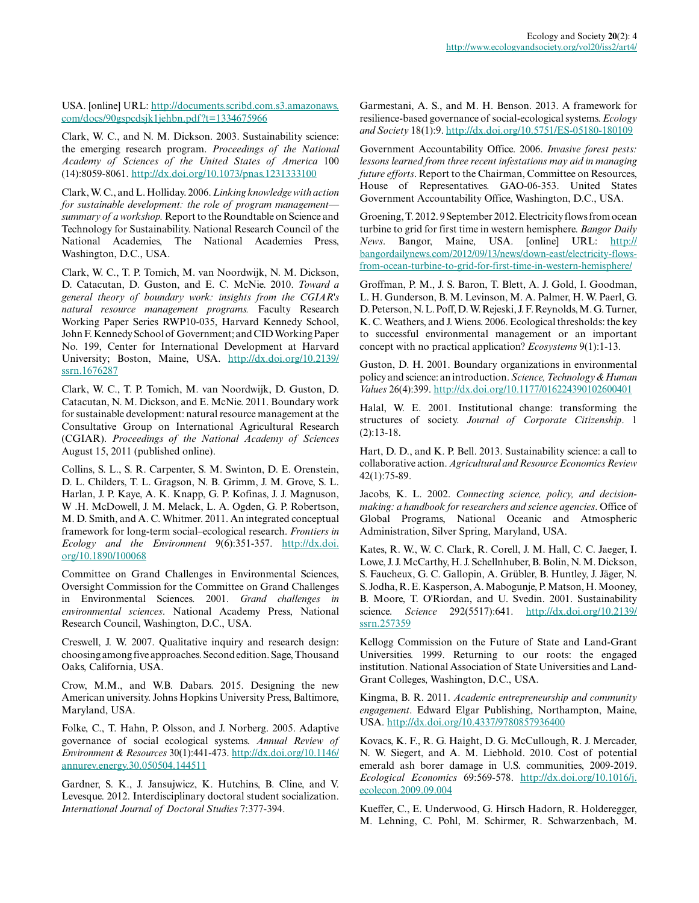USA. [online] URL: http://documents.scribd.com.s3.amazonaws.com/docs/90gspcdsjk1jehbn.pdf?t=1334675966

Clark, W. C., and N. M. Dickson. 2003. Sustainability science: the emerging research program. *Proceedings of the National Academy of Sciences of the United States of America* 100 (14):8059-8061. http://dx.doi.org/10.1073/pnas.1231333100

Clark, W. C., and L. Holliday. 2006. *Linking knowledge with action for sustainable development: the role of program management—summary of a workshop.* Report to the Roundtable on Science and Technology for Sustainability. National Research Council of the National Academies, The National Academies Press, Washington, D.C., USA.

Clark, W. C., T. P. Tomich, M. van Noordwijk, N. M. Dickson, D. Catacutan, D. Guston, and E. C. McNie. 2010. *Toward a general theory of boundary work: insights from the CGIAR's natural resource management programs.* Faculty Research Working Paper Series RWP10-035, Harvard Kennedy School, John F. Kennedy School of Government; and CID Working Paper No. 199, Center for International Development at Harvard University; Boston, Maine, USA. http://dx.doi.org/10.2139/ssrn.1676287

Clark, W. C., T. P. Tomich, M. van Noordwijk, D. Guston, D. Catacutan, N. M. Dickson, and E. McNie. 2011. Boundary work for sustainable development: natural resource management at the Consultative Group on International Agricultural Research (CGIAR). *Proceedings of the National Academy of Sciences* August 15, 2011 (published online).

Collins, S. L., S. R. Carpenter, S. M. Swinton, D. E. Orenstein, D. L. Childers, T. L. Gragson, N. B. Grimm, J. M. Grove, S. L. Harlan, J. P. Kaye, A. K. Knapp, G. P. Kofinas, J. J. Magnuson, W .H. McDowell, J. M. Melack, L. A. Ogden, G. P. Robertson, M. D. Smith, and A. C. Whitmer. 2011. An integrated conceptual framework for long-term social–ecological research. *Frontiers in Ecology and the Environment* 9(6):351-357. http://dx.doi.org/10.1890/100068

Committee on Grand Challenges in Environmental Sciences, Oversight Commission for the Committee on Grand Challenges in Environmental Sciences. 2001. *Grand challenges in environmental sciences*. National Academy Press, National Research Council, Washington, D.C., USA.

Creswell, J. W. 2007. Qualitative inquiry and research design: choosing among five approaches. Second edition. Sage, Thousand Oaks, California, USA.

Crow, M.M., and W.B. Dabars. 2015. Designing the new American university. Johns Hopkins University Press, Baltimore, Maryland, USA.

Folke, C., T. Hahn, P. Olsson, and J. Norberg. 2005. Adaptive governance of social ecological systems. *Annual Review of Environment & Resources* 30(1):441-473. http://dx.doi.org/10.1146/annurev.energy.30.050504.144511

Gardner, S. K., J. Jansujwicz, K. Hutchins, B. Cline, and V. Levesque. 2012. Interdisciplinary doctoral student socialization. *International Journal of Doctoral Studies* 7:377-394.

Garmestani, A. S., and M. H. Benson. 2013. A framework for resilience-based governance of social-ecological systems. *Ecology and Society* 18(1):9. http://dx.doi.org/10.5751/ES-05180-180109

Government Accountability Office. 2006. *Invasive forest pests: lessons learned from three recent infestations may aid in managing future efforts*. Report to the Chairman, Committee on Resources, House of Representatives. GAO-06-353. United States Government Accountability Office, Washington, D.C., USA.

Groening, T. 2012. 9 September 2012. Electricity flows from ocean turbine to grid for first time in western hemisphere. *Bangor Daily News*. Bangor, Maine, USA. [online] URL: http://bangordailynews.com/2012/09/13/news/down-east/electricity-flows-from-ocean-turbine-to-grid-for-first-time-in-western-hemisphere/

Groffman, P. M., J. S. Baron, T. Blett, A. J. Gold, I. Goodman, L. H. Gunderson, B. M. Levinson, M. A. Palmer, H. W. Paerl, G. D. Peterson, N. L. Poff, D. W. Rejeski, J. F. Reynolds, M. G. Turner, K. C. Weathers, and J. Wiens. 2006. Ecological thresholds: the key to successful environmental management or an important concept with no practical application? *Ecosystems* 9(1):1-13.

Guston, D. H. 2001. Boundary organizations in environmental policy and science: an introduction. *Science, Technology & Human Values* 26(4):399. http://dx.doi.org/10.1177/016224390102600401

Halal, W. E. 2001. Institutional change: transforming the structures of society. *Journal of Corporate Citizenship*. 1 (2):13-18.

Hart, D. D., and K. P. Bell. 2013. Sustainability science: a call to collaborative action. *Agricultural and Resource Economics Review* 42(1):75-89.

Jacobs, K. L. 2002. *Connecting science, policy, and decision-making: a handbook for researchers and science agencies*. Office of Global Programs, National Oceanic and Atmospheric Administration, Silver Spring, Maryland, USA.

Kates, R. W., W. C. Clark, R. Corell, J. M. Hall, C. C. Jaeger, I. Lowe, J. J. McCarthy, H. J. Schellnhuber, B. Bolin, N. M. Dickson, S. Faucheux, G. C. Gallopin, A. Grübler, B. Huntley, J. Jäger, N. S. Jodha, R. E. Kasperson, A. Mabogunje, P. Matson, H. Mooney, B. Moore, T. O'Riordan, and U. Svedin. 2001. Sustainability science. *Science* 292(5517):641. http://dx.doi.org/10.2139/ssrn.257359

Kellogg Commission on the Future of State and Land-Grant Universities. 1999. Returning to our roots: the engaged institution. National Association of State Universities and Land-Grant Colleges, Washington, D.C., USA.

Kingma, B. R. 2011. *Academic entrepreneurship and community engagement*. Edward Elgar Publishing, Northampton, Maine, USA. http://dx.doi.org/10.4337/9780857936400

Kovacs, K. F., R. G. Haight, D. G. McCullough, R. J. Mercader, N. W. Siegert, and A. M. Liebhold. 2010. Cost of potential emerald ash borer damage in U.S. communities, 2009-2019. *Ecological Economics* 69:569-578. http://dx.doi.org/10.1016/j.ecolecon.2009.09.004

Kueffer, C., E. Underwood, G. Hirsch Hadorn, R. Holderegger, M. Lehning, C. Pohl, M. Schirmer, R. Schwarzenbach, M.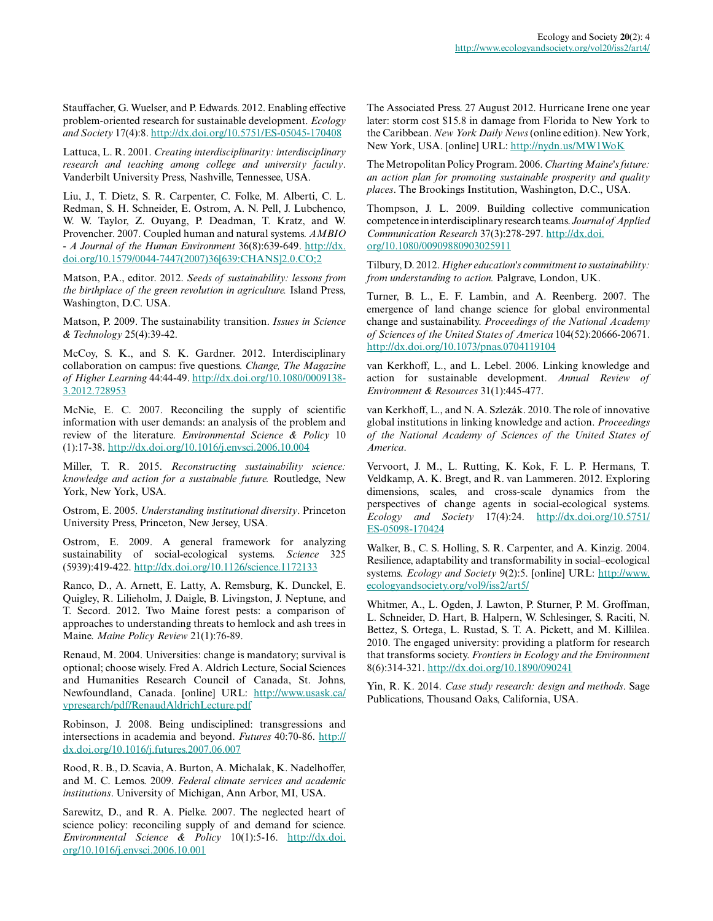Stauffacher, G. Wuelser, and P. Edwards. 2012. Enabling effective problem-oriented research for sustainable development. *Ecology and Society* 17(4):8. http://dx.doi.org/10.5751/ES-05045-170408

Lattuca, L. R. 2001. *Creating interdisciplinarity: interdisciplinary research and teaching among college and university faculty*. Vanderbilt University Press, Nashville, Tennessee, USA.

Liu, J., T. Dietz, S. R. Carpenter, C. Folke, M. Alberti, C. L. Redman, S. H. Schneider, E. Ostrom, A. N. Pell, J. Lubchenco, W. W. Taylor, Z. Ouyang, P. Deadman, T. Kratz, and W. Provencher. 2007. Coupled human and natural systems. *AMBIO - A Journal of the Human Environment* 36(8):639-649. http://dx.doi.org/10.1579/0044-7447(2007)36[639:CHANS]2.0.CO;2

Matson, P.A., editor. 2012. *Seeds of sustainability: lessons from the birthplace of the green revolution in agriculture.* Island Press, Washington, D.C. USA.

Matson, P. 2009. The sustainability transition. *Issues in Science & Technology* 25(4):39-42.

McCoy, S. K., and S. K. Gardner. 2012. Interdisciplinary collaboration on campus: five questions. *Change, The Magazine of Higher Learning* 44:44-49. http://dx.doi.org/10.1080/00091383.2012.728953

McNie, E. C. 2007. Reconciling the supply of scientific information with user demands: an analysis of the problem and review of the literature. *Environmental Science & Policy* 10 (1):17-38. http://dx.doi.org/10.1016/j.envsci.2006.10.004

Miller, T. R. 2015. *Reconstructing sustainability science: knowledge and action for a sustainable future.* Routledge, New York, New York, USA.

Ostrom, E. 2005. *Understanding institutional diversity*. Princeton University Press, Princeton, New Jersey, USA.

Ostrom, E. 2009. A general framework for analyzing sustainability of social-ecological systems. *Science* 325 (5939):419-422. http://dx.doi.org/10.1126/science.1172133

Ranco, D., A. Arnett, E. Latty, A. Remsburg, K. Dunckel, E. Quigley, R. Lilieholm, J. Daigle, B. Livingston, J. Neptune, and T. Secord. 2012. Two Maine forest pests: a comparison of approaches to understanding threats to hemlock and ash trees in Maine. *Maine Policy Review* 21(1):76-89.

Renaud, M. 2004. Universities: change is mandatory; survival is optional; choose wisely. Fred A. Aldrich Lecture, Social Sciences and Humanities Research Council of Canada, St. Johns, Newfoundland, Canada. [online] URL: http://www.usask.ca/vpresearch/pdf/RenaudAldrichLecture.pdf

Robinson, J. 2008. Being undisciplined: transgressions and intersections in academia and beyond. *Futures* 40:70-86. http://dx.doi.org/10.1016/j.futures.2007.06.007

Rood, R. B., D. Scavia, A. Burton, A. Michalak, K. Nadelhoffer, and M. C. Lemos. 2009. *Federal climate services and academic institutions*. University of Michigan, Ann Arbor, MI, USA.

Sarewitz, D., and R. A. Pielke. 2007. The neglected heart of science policy: reconciling supply of and demand for science. *Environmental Science & Policy* 10(1):5-16. http://dx.doi.org/10.1016/j.envsci.2006.10.001

The Associated Press. 27 August 2012. Hurricane Irene one year later: storm cost $15.8 in damage from Florida to New York to the Caribbean. *New York Daily News* (online edition). New York, New York, USA. [online] URL: http://nydn.us/MW1WoK

The Metropolitan Policy Program. 2006. *Charting Maine's future: an action plan for promoting sustainable prosperity and quality places*. The Brookings Institution, Washington, D.C., USA.

Thompson, J. L. 2009. Building collective communication competence in interdisciplinary research teams. *Journal of Applied Communication Research* 37(3):278-297. http://dx.doi.org/10.1080/00909880903025911

Tilbury, D. 2012. *Higher education's commitment to sustainability: from understanding to action.* Palgrave, London, UK.

Turner, B. L., E. F. Lambin, and A. Reenberg. 2007. The emergence of land change science for global environmental change and sustainability. *Proceedings of the National Academy of Sciences of the United States of America* 104(52):20666-20671. http://dx.doi.org/10.1073/pnas.0704119104

van Kerkhoff, L., and L. Lebel. 2006. Linking knowledge and action for sustainable development. *Annual Review of Environment & Resources* 31(1):445-477.

van Kerkhoff, L., and N. A. Szlezák. 2010. The role of innovative global institutions in linking knowledge and action. *Proceedings of the National Academy of Sciences of the United States of America*.

Vervoort, J. M., L. Rutting, K. Kok, F. L. P. Hermans, T. Veldkamp, A. K. Bregt, and R. van Lammeren. 2012. Exploring dimensions, scales, and cross-scale dynamics from the perspectives of change agents in social-ecological systems. *Ecology and Society* 17(4):24. http://dx.doi.org/10.5751/ES-05098-170424

Walker, B., C. S. Holling, S. R. Carpenter, and A. Kinzig. 2004. Resilience, adaptability and transformability in social–ecological systems. *Ecology and Society* 9(2):5. [online] URL: http://www.ecologyandsociety.org/vol9/iss2/art5/

Whitmer, A., L. Ogden, J. Lawton, P. Sturner, P. M. Groffman, L. Schneider, D. Hart, B. Halpern, W. Schlesinger, S. Raciti, N. Bettez, S. Ortega, L. Rustad, S. T. A. Pickett, and M. Killilea. 2010. The engaged university: providing a platform for research that transforms society. *Frontiers in Ecology and the Environment* 8(6):314-321. http://dx.doi.org/10.1890/090241

Yin, R. K. 2014. *Case study research: design and methods*. Sage Publications, Thousand Oaks, California, USA.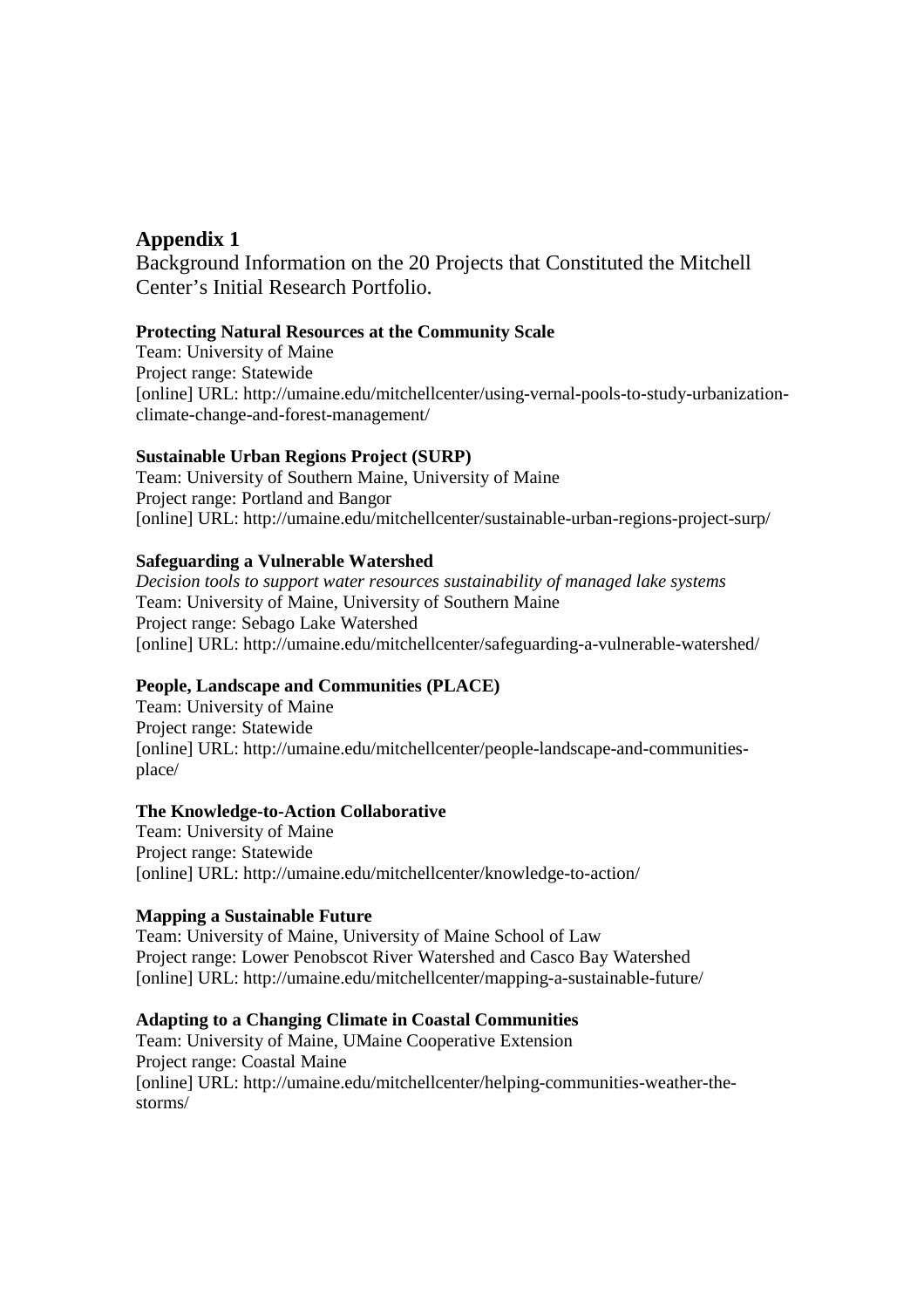## Appendix 1

Background Information on the 20 Projects that Constituted the Mitchell Center's Initial Research Portfolio.

**Protecting Natural Resources at the Community Scale**
Team: University of Maine
Project range: Statewide
[online] URL: http://umaine.edu/mitchellcenter/using-vernal-pools-to-study-urbanization-climate-change-and-forest-management/

**Sustainable Urban Regions Project (SURP)**
Team: University of Southern Maine, University of Maine
Project range: Portland and Bangor
[online] URL: http://umaine.edu/mitchellcenter/sustainable-urban-regions-project-surp/

**Safeguarding a Vulnerable Watershed**
*Decision tools to support water resources sustainability of managed lake systems*
Team: University of Maine, University of Southern Maine
Project range: Sebago Lake Watershed
[online] URL: http://umaine.edu/mitchellcenter/safeguarding-a-vulnerable-watershed/

**People, Landscape and Communities (PLACE)**
Team: University of Maine
Project range: Statewide
[online] URL: http://umaine.edu/mitchellcenter/people-landscape-and-communities-place/

**The Knowledge-to-Action Collaborative**
Team: University of Maine
Project range: Statewide
[online] URL: http://umaine.edu/mitchellcenter/knowledge-to-action/

**Mapping a Sustainable Future**
Team: University of Maine, University of Maine School of Law
Project range: Lower Penobscot River Watershed and Casco Bay Watershed
[online] URL: http://umaine.edu/mitchellcenter/mapping-a-sustainable-future/

**Adapting to a Changing Climate in Coastal Communities**
Team: University of Maine, UMaine Cooperative Extension
Project range: Coastal Maine
[online] URL: http://umaine.edu/mitchellcenter/helping-communities-weather-the-storms/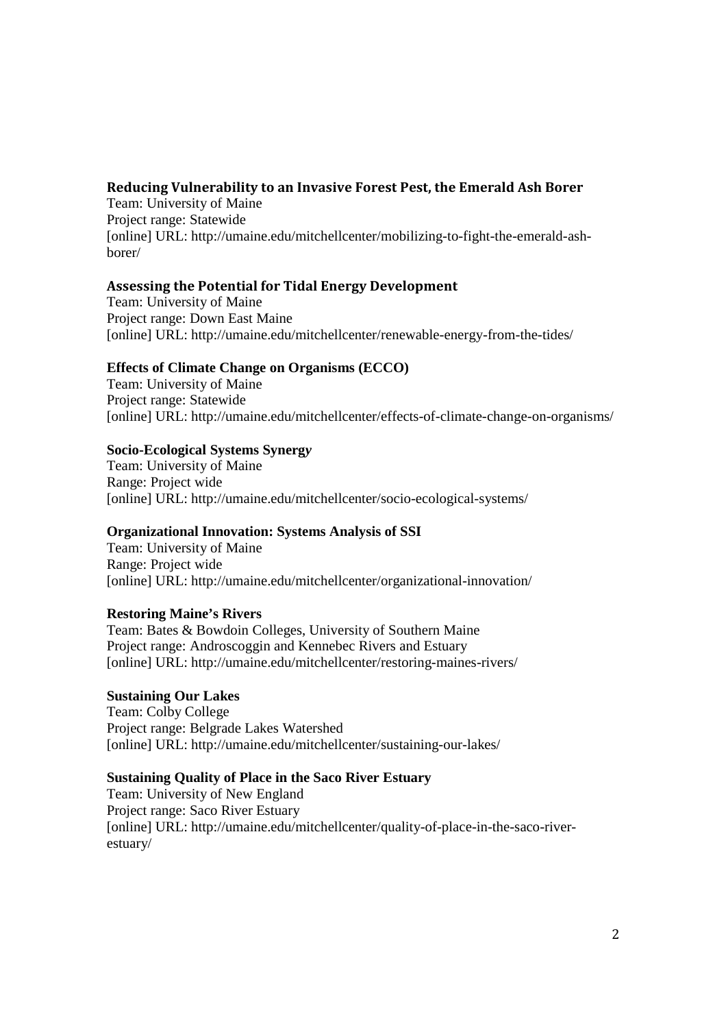**Reducing Vulnerability to an Invasive Forest Pest, the Emerald Ash Borer**
Team: University of Maine
Project range: Statewide
[online] URL: http://umaine.edu/mitchellcenter/mobilizing-to-fight-the-emerald-ash-borer/

**Assessing the Potential for Tidal Energy Development**
Team: University of Maine
Project range: Down East Maine
[online] URL: http://umaine.edu/mitchellcenter/renewable-energy-from-the-tides/

**Effects of Climate Change on Organisms (ECCO)**
Team: University of Maine
Project range: Statewide
[online] URL: http://umaine.edu/mitchellcenter/effects-of-climate-change-on-organisms/

**Socio-Ecological Systems Synergy**
Team: University of Maine
Range: Project wide
[online] URL: http://umaine.edu/mitchellcenter/socio-ecological-systems/

**Organizational Innovation: Systems Analysis of SSI**
Team: University of Maine
Range: Project wide
[online] URL: http://umaine.edu/mitchellcenter/organizational-innovation/

**Restoring Maine's Rivers**
Team: Bates & Bowdoin Colleges, University of Southern Maine
Project range: Androscoggin and Kennebec Rivers and Estuary
[online] URL: http://umaine.edu/mitchellcenter/restoring-maines-rivers/

**Sustaining Our Lakes**
Team: Colby College
Project range: Belgrade Lakes Watershed
[online] URL: http://umaine.edu/mitchellcenter/sustaining-our-lakes/

**Sustaining Quality of Place in the Saco River Estuary**
Team: University of New England
Project range: Saco River Estuary
[online] URL: http://umaine.edu/mitchellcenter/quality-of-place-in-the-saco-river-estuary/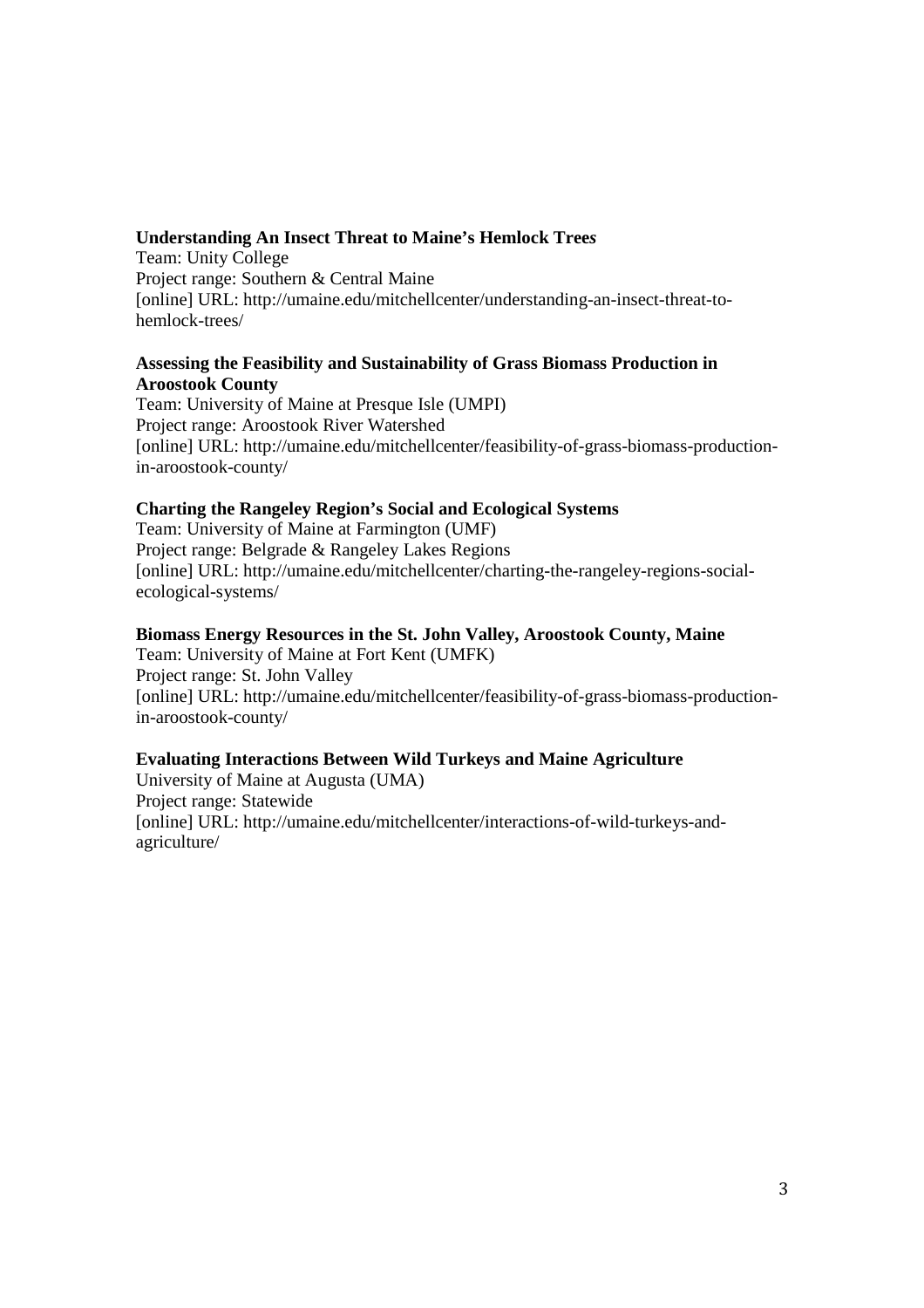**Understanding An Insect Threat to Maine's Hemlock Trees**
Team: Unity College
Project range: Southern & Central Maine
[online] URL: http://umaine.edu/mitchellcenter/understanding-an-insect-threat-to-hemlock-trees/

**Assessing the Feasibility and Sustainability of Grass Biomass Production in Aroostook County**
Team: University of Maine at Presque Isle (UMPI)
Project range: Aroostook River Watershed
[online] URL: http://umaine.edu/mitchellcenter/feasibility-of-grass-biomass-production-in-aroostook-county/

**Charting the Rangeley Region's Social and Ecological Systems**
Team: University of Maine at Farmington (UMF)
Project range: Belgrade & Rangeley Lakes Regions
[online] URL: http://umaine.edu/mitchellcenter/charting-the-rangeley-regions-social-ecological-systems/

**Biomass Energy Resources in the St. John Valley, Aroostook County, Maine**
Team: University of Maine at Fort Kent (UMFK)
Project range: St. John Valley
[online] URL: http://umaine.edu/mitchellcenter/feasibility-of-grass-biomass-production-in-aroostook-county/

**Evaluating Interactions Between Wild Turkeys and Maine Agriculture**
University of Maine at Augusta (UMA)
Project range: Statewide
[online] URL: http://umaine.edu/mitchellcenter/interactions-of-wild-turkeys-and-agriculture/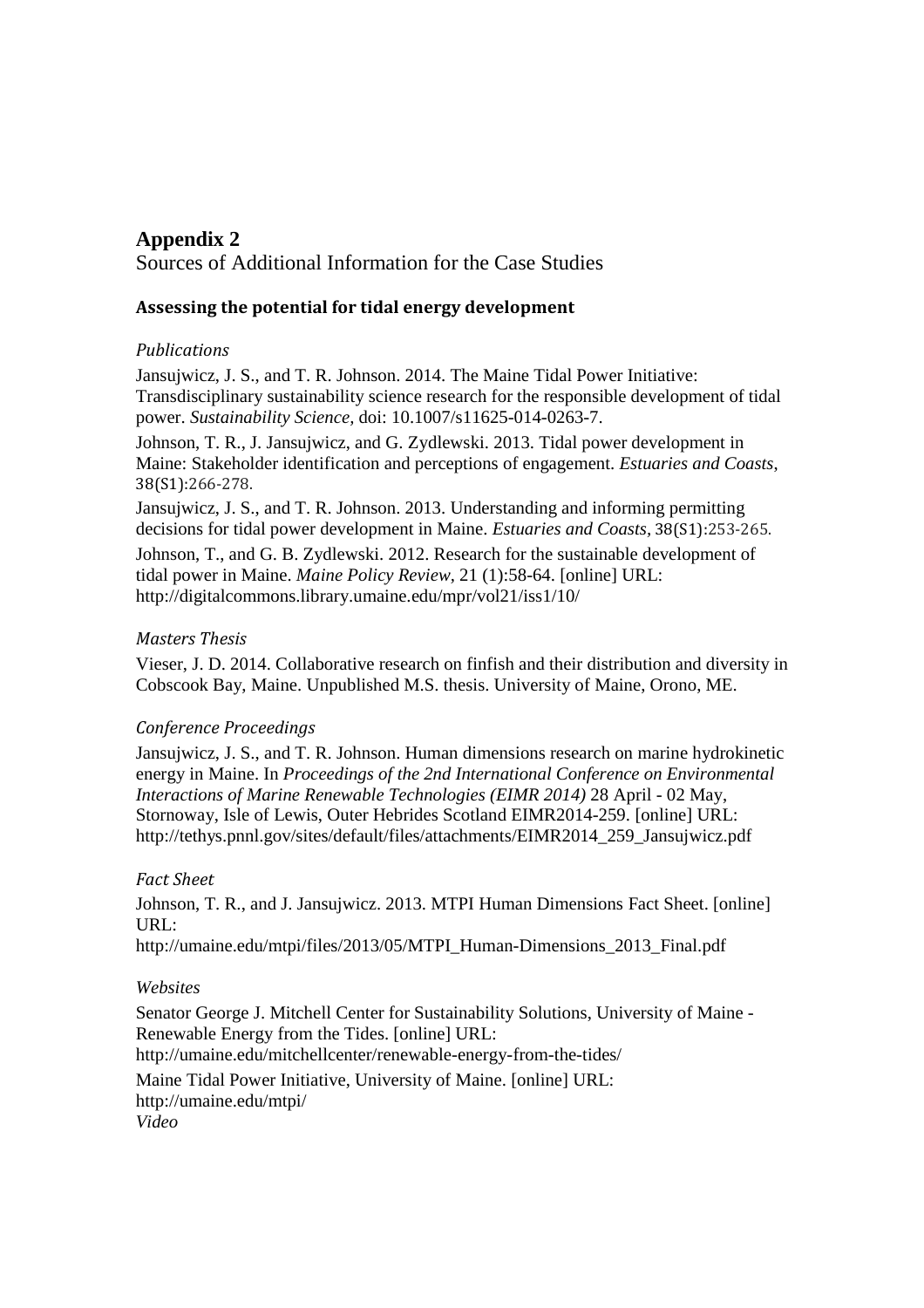## Appendix 2

Sources of Additional Information for the Case Studies

### Assessing the potential for tidal energy development

*Publications*

Jansujwicz, J. S., and T. R. Johnson. 2014. The Maine Tidal Power Initiative: Transdisciplinary sustainability science research for the responsible development of tidal power. *Sustainability Science*, doi: 10.1007/s11625-014-0263-7.

Johnson, T. R., J. Jansujwicz, and G. Zydlewski. 2013. Tidal power development in Maine: Stakeholder identification and perceptions of engagement. *Estuaries and Coasts*, 38(S1):266-278.

Jansujwicz, J. S., and T. R. Johnson. 2013. Understanding and informing permitting decisions for tidal power development in Maine. *Estuaries and Coasts*, 38(S1):253-265.

Johnson, T., and G. B. Zydlewski. 2012. Research for the sustainable development of tidal power in Maine. *Maine Policy Review*, 21 (1):58-64. [online] URL: http://digitalcommons.library.umaine.edu/mpr/vol21/iss1/10/

*Masters Thesis*

Vieser, J. D. 2014. Collaborative research on finfish and their distribution and diversity in Cobscook Bay, Maine. Unpublished M.S. thesis. University of Maine, Orono, ME.

*Conference Proceedings*

Jansujwicz, J. S., and T. R. Johnson. Human dimensions research on marine hydrokinetic energy in Maine. In *Proceedings of the 2nd International Conference on Environmental Interactions of Marine Renewable Technologies (EIMR 2014)* 28 April - 02 May, Stornoway, Isle of Lewis, Outer Hebrides Scotland EIMR2014-259. [online] URL: http://tethys.pnnl.gov/sites/default/files/attachments/EIMR2014_259_Jansujwicz.pdf

*Fact Sheet*

Johnson, T. R., and J. Jansujwicz. 2013. MTPI Human Dimensions Fact Sheet. [online] URL:
http://umaine.edu/mtpi/files/2013/05/MTPI_Human-Dimensions_2013_Final.pdf

*Websites*

Senator George J. Mitchell Center for Sustainability Solutions, University of Maine - Renewable Energy from the Tides. [online] URL:
http://umaine.edu/mitchellcenter/renewable-energy-from-the-tides/

Maine Tidal Power Initiative, University of Maine. [online] URL:
http://umaine.edu/mtpi/

*Video*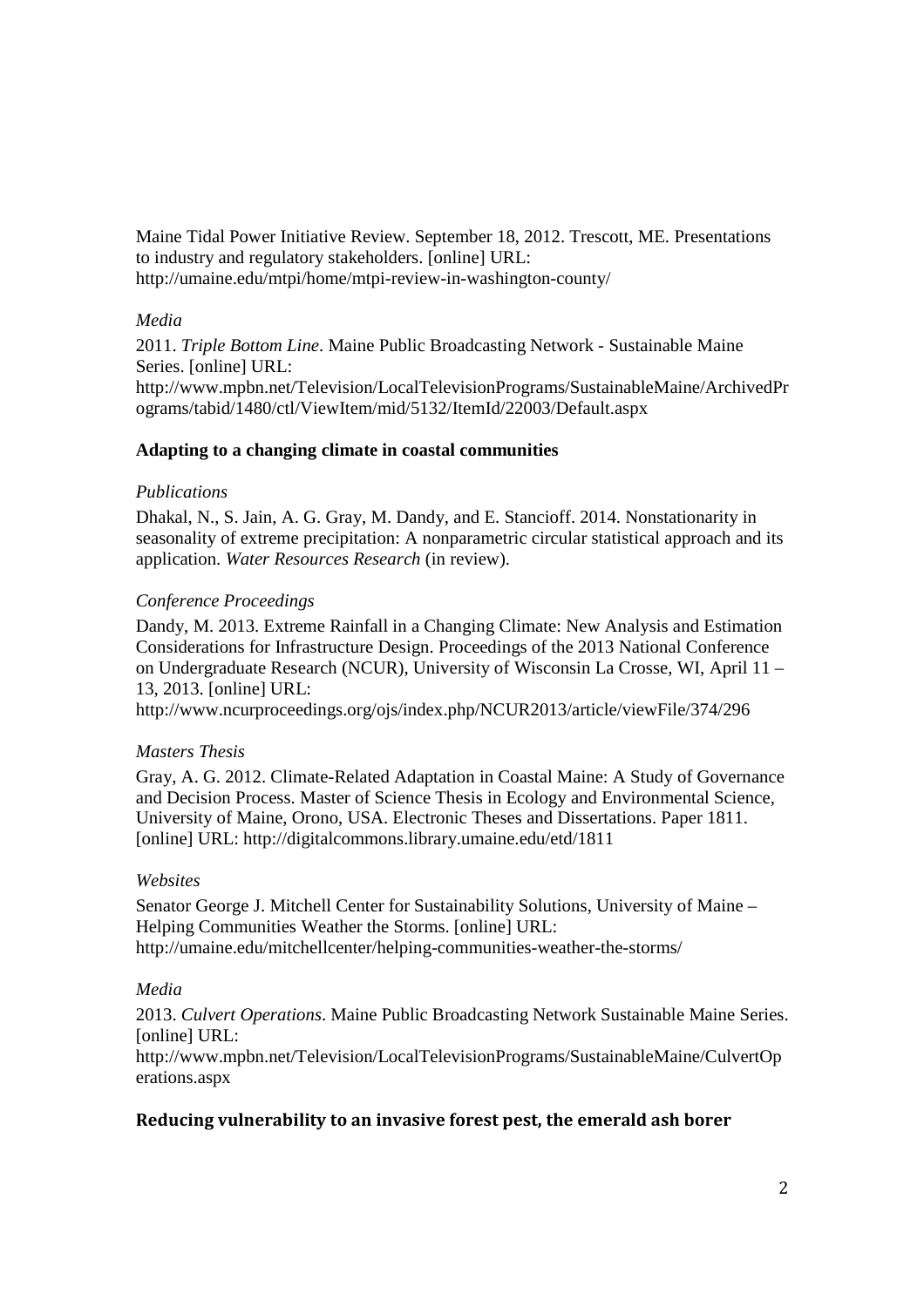Maine Tidal Power Initiative Review. September 18, 2012. Trescott, ME. Presentations to industry and regulatory stakeholders. [online] URL: http://umaine.edu/mtpi/home/mtpi-review-in-washington-county/

*Media*

2011. *Triple Bottom Line*. Maine Public Broadcasting Network - Sustainable Maine Series. [online] URL: http://www.mpbn.net/Television/LocalTelevisionPrograms/SustainableMaine/ArchivedPrograms/tabid/1480/ctl/ViewItem/mid/5132/ItemId/22003/Default.aspx

**Adapting to a changing climate in coastal communities**

*Publications*

Dhakal, N., S. Jain, A. G. Gray, M. Dandy, and E. Stancioff. 2014. Nonstationarity in seasonality of extreme precipitation: A nonparametric circular statistical approach and its application. *Water Resources Research* (in review).

*Conference Proceedings*

Dandy, M. 2013. Extreme Rainfall in a Changing Climate: New Analysis and Estimation Considerations for Infrastructure Design. Proceedings of the 2013 National Conference on Undergraduate Research (NCUR), University of Wisconsin La Crosse, WI, April 11 – 13, 2013. [online] URL: http://www.ncurproceedings.org/ojs/index.php/NCUR2013/article/viewFile/374/296

*Masters Thesis*

Gray, A. G. 2012. Climate-Related Adaptation in Coastal Maine: A Study of Governance and Decision Process. Master of Science Thesis in Ecology and Environmental Science, University of Maine, Orono, USA. Electronic Theses and Dissertations. Paper 1811. [online] URL: http://digitalcommons.library.umaine.edu/etd/1811

*Websites*

Senator George J. Mitchell Center for Sustainability Solutions, University of Maine – Helping Communities Weather the Storms. [online] URL: http://umaine.edu/mitchellcenter/helping-communities-weather-the-storms/

*Media*

2013. *Culvert Operations*. Maine Public Broadcasting Network Sustainable Maine Series. [online] URL: http://www.mpbn.net/Television/LocalTelevisionPrograms/SustainableMaine/CulvertOperations.aspx

**Reducing vulnerability to an invasive forest pest, the emerald ash borer**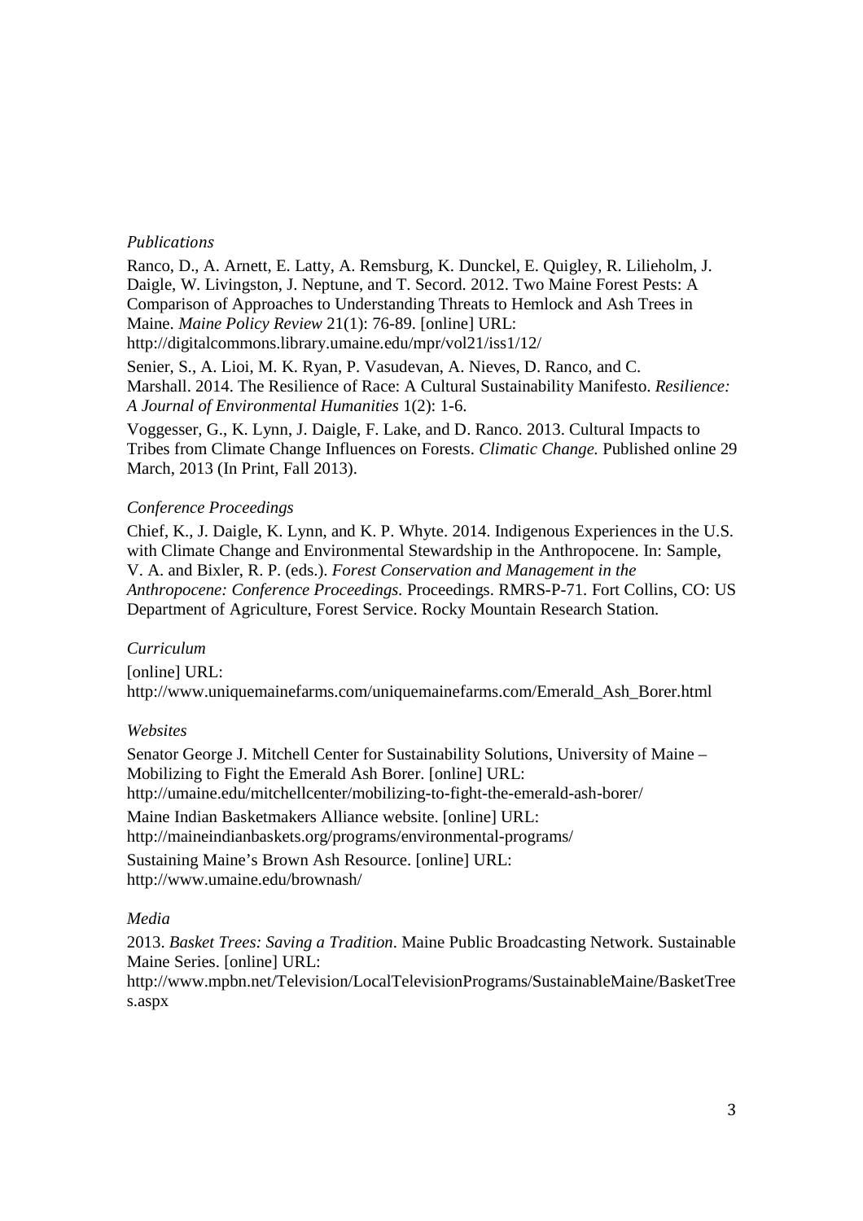*Publications*

Ranco, D., A. Arnett, E. Latty, A. Remsburg, K. Dunckel, E. Quigley, R. Lilieholm, J. Daigle, W. Livingston, J. Neptune, and T. Secord. 2012. Two Maine Forest Pests: A Comparison of Approaches to Understanding Threats to Hemlock and Ash Trees in Maine. *Maine Policy Review* 21(1): 76-89. [online] URL: http://digitalcommons.library.umaine.edu/mpr/vol21/iss1/12/

Senier, S., A. Lioi, M. K. Ryan, P. Vasudevan, A. Nieves, D. Ranco, and C. Marshall. 2014. The Resilience of Race: A Cultural Sustainability Manifesto. *Resilience: A Journal of Environmental Humanities* 1(2): 1-6.

Voggesser, G., K. Lynn, J. Daigle, F. Lake, and D. Ranco. 2013. Cultural Impacts to Tribes from Climate Change Influences on Forests. *Climatic Change.* Published online 29 March, 2013 (In Print, Fall 2013).

*Conference Proceedings*

Chief, K., J. Daigle, K. Lynn, and K. P. Whyte. 2014. Indigenous Experiences in the U.S. with Climate Change and Environmental Stewardship in the Anthropocene. In: Sample, V. A. and Bixler, R. P. (eds.). *Forest Conservation and Management in the Anthropocene: Conference Proceedings.* Proceedings. RMRS-P-71. Fort Collins, CO: US Department of Agriculture, Forest Service. Rocky Mountain Research Station.

*Curriculum*

[online] URL: http://www.uniquemainefarms.com/uniquemainefarms.com/Emerald_Ash_Borer.html

*Websites*

Senator George J. Mitchell Center for Sustainability Solutions, University of Maine – Mobilizing to Fight the Emerald Ash Borer. [online] URL: http://umaine.edu/mitchellcenter/mobilizing-to-fight-the-emerald-ash-borer/

Maine Indian Basketmakers Alliance website. [online] URL: http://maineindianbaskets.org/programs/environmental-programs/

Sustaining Maine's Brown Ash Resource. [online] URL: http://www.umaine.edu/brownash/

*Media*

2013. *Basket Trees: Saving a Tradition*. Maine Public Broadcasting Network. Sustainable Maine Series. [online] URL: http://www.mpbn.net/Television/LocalTelevisionPrograms/SustainableMaine/BasketTrees.aspx